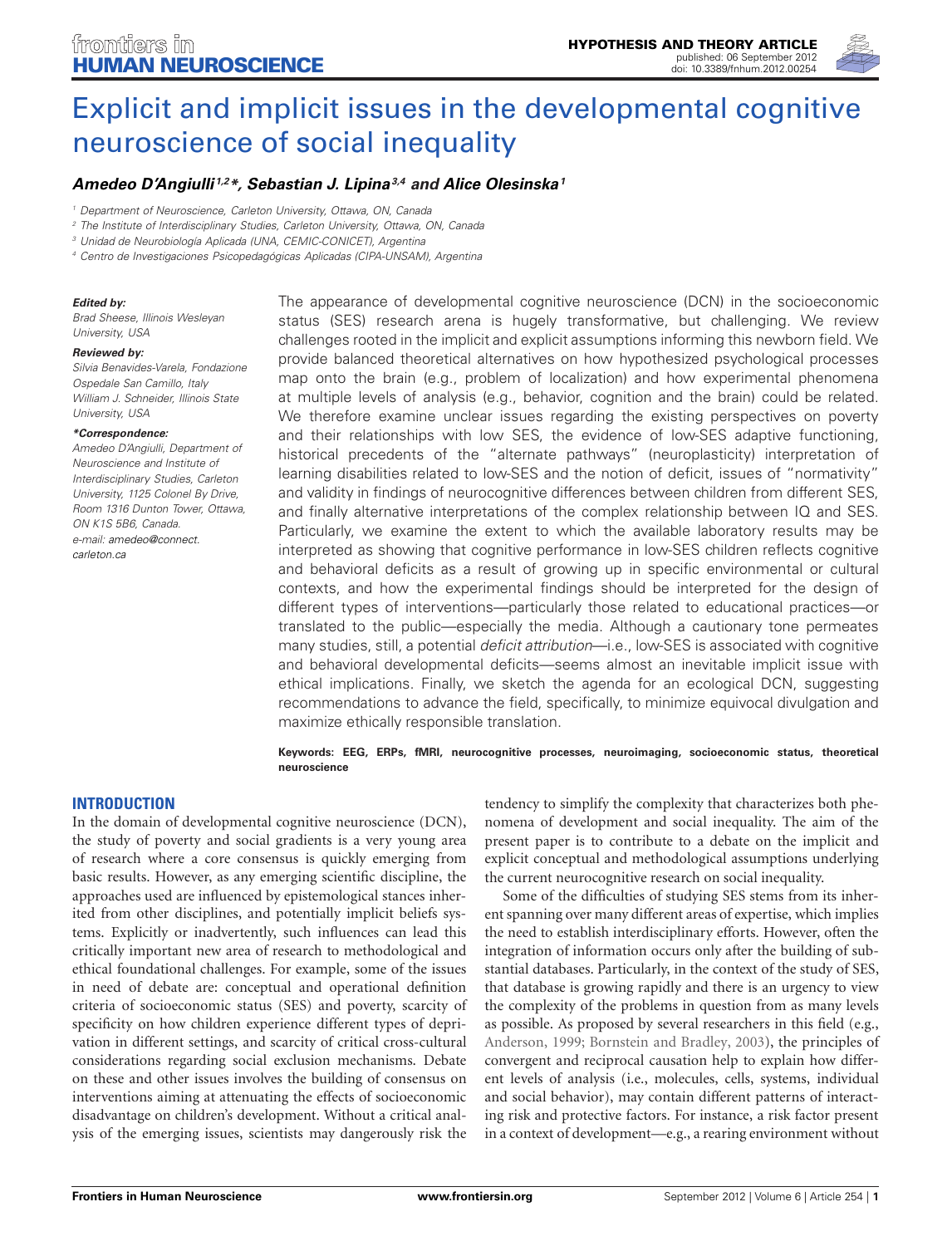HYPOTHESIS AND THEORY ARTICLE
published: 06 September 2012
doi: 10.3389/fnhum.2012.00254

# Explicit and implicit issues in the developmental cognitive neuroscience of social inequality

***Amedeo D'Angiulli[1,2]\*, Sebastian J. Lipina[3,4] and Alice Olesinska[1]***

[1] Department of Neuroscience, Carleton University, Ottawa, ON, Canada
[2] The Institute of Interdisciplinary Studies, Carleton University, Ottawa, ON, Canada
[3] Unidad de Neurobiología Aplicada (UNA, CEMIC-CONICET), Argentina
[4] Centro de Investigaciones Psicopedagógicas Aplicadas (CIPA-UNSAM), Argentina

***Edited by:***
Brad Sheese, Illinois Wesleyan University, USA

***Reviewed by:***
Silvia Benavides-Varela, Fondazione Ospedale San Camillo, Italy
William J. Schneider, Illinois State University, USA

***\*Correspondence:***
Amedeo D'Angiulli, Department of Neuroscience and Institute of Interdisciplinary Studies, Carleton University, 1125 Colonel By Drive, Room 1316 Dunton Tower, Ottawa, ON K1S 5B6, Canada.
e-mail: amedeo@connect.carleton.ca

The appearance of developmental cognitive neuroscience (DCN) in the socioeconomic status (SES) research arena is hugely transformative, but challenging. We review challenges rooted in the implicit and explicit assumptions informing this newborn field. We provide balanced theoretical alternatives on how hypothesized psychological processes map onto the brain (e.g., problem of localization) and how experimental phenomena at multiple levels of analysis (e.g., behavior, cognition and the brain) could be related. We therefore examine unclear issues regarding the existing perspectives on poverty and their relationships with low SES, the evidence of low-SES adaptive functioning, historical precedents of the "alternate pathways" (neuroplasticity) interpretation of learning disabilities related to low-SES and the notion of deficit, issues of "normativity" and validity in findings of neurocognitive differences between children from different SES, and finally alternative interpretations of the complex relationship between IQ and SES. Particularly, we examine the extent to which the available laboratory results may be interpreted as showing that cognitive performance in low-SES children reflects cognitive and behavioral deficits as a result of growing up in specific environmental or cultural contexts, and how the experimental findings should be interpreted for the design of different types of interventions—particularly those related to educational practices—or translated to the public—especially the media. Although a cautionary tone permeates many studies, still, a potential *deficit attribution*—i.e., low-SES is associated with cognitive and behavioral developmental deficits—seems almost an inevitable implicit issue with ethical implications. Finally, we sketch the agenda for an ecological DCN, suggesting recommendations to advance the field, specifically, to minimize equivocal divulgation and maximize ethically responsible translation.

**Keywords: EEG, ERPs, fMRI, neurocognitive processes, neuroimaging, socioeconomic status, theoretical neuroscience**

## INTRODUCTION

In the domain of developmental cognitive neuroscience (DCN), the study of poverty and social gradients is a very young area of research where a core consensus is quickly emerging from basic results. However, as any emerging scientific discipline, the approaches used are influenced by epistemological stances inherited from other disciplines, and potentially implicit beliefs systems. Explicitly or inadvertently, such influences can lead this critically important new area of research to methodological and ethical foundational challenges. For example, some of the issues in need of debate are: conceptual and operational definition criteria of socioeconomic status (SES) and poverty, scarcity of specificity on how children experience different types of deprivation in different settings, and scarcity of critical cross-cultural considerations regarding social exclusion mechanisms. Debate on these and other issues involves the building of consensus on interventions aiming at attenuating the effects of socioeconomic disadvantage on children's development. Without a critical analysis of the emerging issues, scientists may dangerously risk the tendency to simplify the complexity that characterizes both phenomena of development and social inequality. The aim of the present paper is to contribute to a debate on the implicit and explicit conceptual and methodological assumptions underlying the current neurocognitive research on social inequality.

Some of the difficulties of studying SES stems from its inherent spanning over many different areas of expertise, which implies the need to establish interdisciplinary efforts. However, often the integration of information occurs only after the building of substantial databases. Particularly, in the context of the study of SES, that database is growing rapidly and there is an urgency to view the complexity of the problems in question from as many levels as possible. As proposed by several researchers in this field (e.g., Anderson, 1999; Bornstein and Bradley, 2003), the principles of convergent and reciprocal causation help to explain how different levels of analysis (i.e., molecules, cells, systems, individual and social behavior), may contain different patterns of interacting risk and protective factors. For instance, a risk factor present in a context of development—e.g., a rearing environment without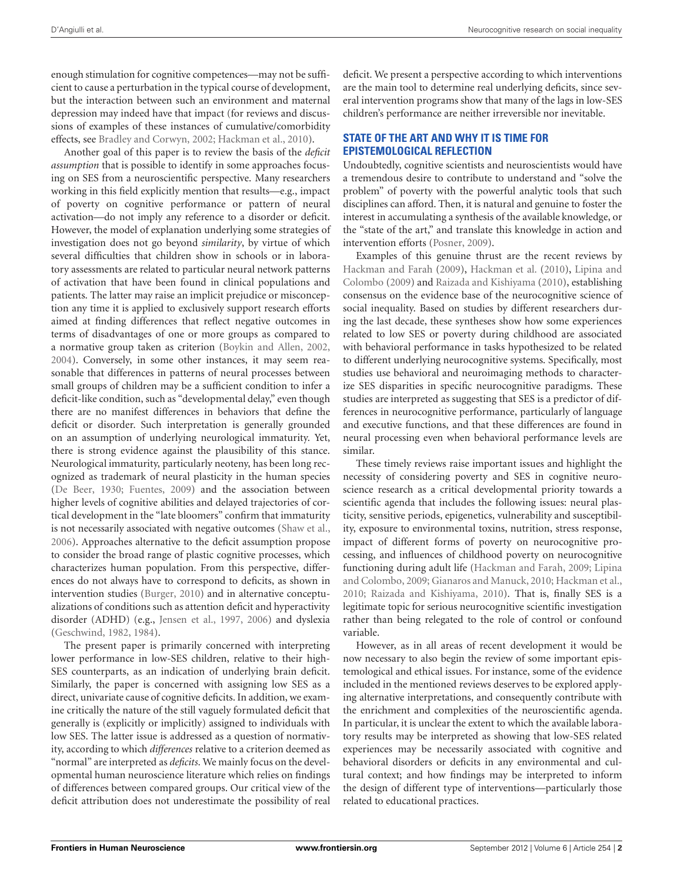enough stimulation for cognitive competences—may not be sufficient to cause a perturbation in the typical course of development, but the interaction between such an environment and maternal depression may indeed have that impact (for reviews and discussions of examples of these instances of cumulative/comorbidity effects, see Bradley and Corwyn, 2002; Hackman et al., 2010).

Another goal of this paper is to review the basis of the *deficit assumption* that is possible to identify in some approaches focusing on SES from a neuroscientific perspective. Many researchers working in this field explicitly mention that results—e.g., impact of poverty on cognitive performance or pattern of neural activation—do not imply any reference to a disorder or deficit. However, the model of explanation underlying some strategies of investigation does not go beyond *similarity*, by virtue of which several difficulties that children show in schools or in laboratory assessments are related to particular neural network patterns of activation that have been found in clinical populations and patients. The latter may raise an implicit prejudice or misconception any time it is applied to exclusively support research efforts aimed at finding differences that reflect negative outcomes in terms of disadvantages of one or more groups as compared to a normative group taken as criterion (Boykin and Allen, 2002, 2004). Conversely, in some other instances, it may seem reasonable that differences in patterns of neural processes between small groups of children may be a sufficient condition to infer a deficit-like condition, such as "developmental delay," even though there are no manifest differences in behaviors that define the deficit or disorder. Such interpretation is generally grounded on an assumption of underlying neurological immaturity. Yet, there is strong evidence against the plausibility of this stance. Neurological immaturity, particularly neoteny, has been long recognized as trademark of neural plasticity in the human species (De Beer, 1930; Fuentes, 2009) and the association between higher levels of cognitive abilities and delayed trajectories of cortical development in the "late bloomers" confirm that immaturity is not necessarily associated with negative outcomes (Shaw et al., 2006). Approaches alternative to the deficit assumption propose to consider the broad range of plastic cognitive processes, which characterizes human population. From this perspective, differences do not always have to correspond to deficits, as shown in intervention studies (Burger, 2010) and in alternative conceptualizations of conditions such as attention deficit and hyperactivity disorder (ADHD) (e.g., Jensen et al., 1997, 2006) and dyslexia (Geschwind, 1982, 1984).

The present paper is primarily concerned with interpreting lower performance in low-SES children, relative to their high-SES counterparts, as an indication of underlying brain deficit. Similarly, the paper is concerned with assigning low SES as a direct, univariate cause of cognitive deficits. In addition, we examine critically the nature of the still vaguely formulated deficit that generally is (explicitly or implicitly) assigned to individuals with low SES. The latter issue is addressed as a question of normativity, according to which *differences* relative to a criterion deemed as "normal" are interpreted as *deficits*. We mainly focus on the developmental human neuroscience literature which relies on findings of differences between compared groups. Our critical view of the deficit attribution does not underestimate the possibility of real deficit. We present a perspective according to which interventions are the main tool to determine real underlying deficits, since several intervention programs show that many of the lags in low-SES children's performance are neither irreversible nor inevitable.

## STATE OF THE ART AND WHY IT IS TIME FOR EPISTEMOLOGICAL REFLECTION

Undoubtedly, cognitive scientists and neuroscientists would have a tremendous desire to contribute to understand and "solve the problem" of poverty with the powerful analytic tools that such disciplines can afford. Then, it is natural and genuine to foster the interest in accumulating a synthesis of the available knowledge, or the "state of the art," and translate this knowledge in action and intervention efforts (Posner, 2009).

Examples of this genuine thrust are the recent reviews by Hackman and Farah (2009), Hackman et al. (2010), Lipina and Colombo (2009) and Raizada and Kishiyama (2010), establishing consensus on the evidence base of the neurocognitive science of social inequality. Based on studies by different researchers during the last decade, these syntheses show how some experiences related to low SES or poverty during childhood are associated with behavioral performance in tasks hypothesized to be related to different underlying neurocognitive systems. Specifically, most studies use behavioral and neuroimaging methods to characterize SES disparities in specific neurocognitive paradigms. These studies are interpreted as suggesting that SES is a predictor of differences in neurocognitive performance, particularly of language and executive functions, and that these differences are found in neural processing even when behavioral performance levels are similar.

These timely reviews raise important issues and highlight the necessity of considering poverty and SES in cognitive neuroscience research as a critical developmental priority towards a scientific agenda that includes the following issues: neural plasticity, sensitive periods, epigenetics, vulnerability and susceptibility, exposure to environmental toxins, nutrition, stress response, impact of different forms of poverty on neurocognitive processing, and influences of childhood poverty on neurocognitive functioning during adult life (Hackman and Farah, 2009; Lipina and Colombo, 2009; Gianaros and Manuck, 2010; Hackman et al., 2010; Raizada and Kishiyama, 2010). That is, finally SES is a legitimate topic for serious neurocognitive scientific investigation rather than being relegated to the role of control or confound variable.

However, as in all areas of recent development it would be now necessary to also begin the review of some important epistemological and ethical issues. For instance, some of the evidence included in the mentioned reviews deserves to be explored applying alternative interpretations, and consequently contribute with the enrichment and complexities of the neuroscientific agenda. In particular, it is unclear the extent to which the available laboratory results may be interpreted as showing that low-SES related experiences may be necessarily associated with cognitive and behavioral disorders or deficits in any environmental and cultural context; and how findings may be interpreted to inform the design of different type of interventions—particularly those related to educational practices.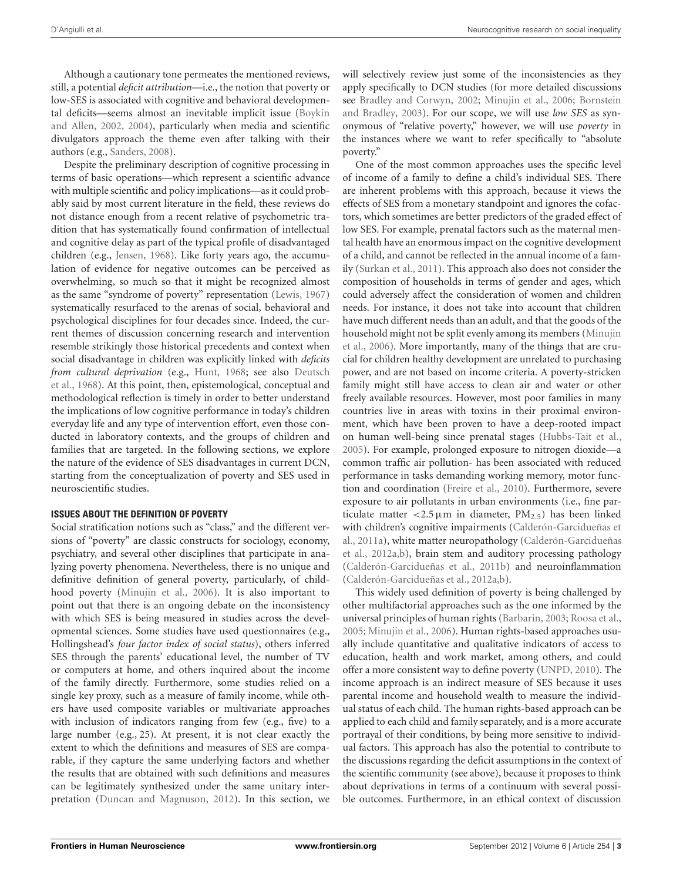Although a cautionary tone permeates the mentioned reviews, still, a potential *deficit attribution*—i.e., the notion that poverty or low-SES is associated with cognitive and behavioral developmental deficits—seems almost an inevitable implicit issue (Boykin and Allen, 2002, 2004), particularly when media and scientific divulgators approach the theme even after talking with their authors (e.g., Sanders, 2008).

Despite the preliminary description of cognitive processing in terms of basic operations—which represent a scientific advance with multiple scientific and policy implications—as it could probably said by most current literature in the field, these reviews do not distance enough from a recent relative of psychometric tradition that has systematically found confirmation of intellectual and cognitive delay as part of the typical profile of disadvantaged children (e.g., Jensen, 1968). Like forty years ago, the accumulation of evidence for negative outcomes can be perceived as overwhelming, so much so that it might be recognized almost as the same "syndrome of poverty" representation (Lewis, 1967) systematically resurfaced to the arenas of social, behavioral and psychological disciplines for four decades since. Indeed, the current themes of discussion concerning research and intervention resemble strikingly those historical precedents and context when social disadvantage in children was explicitly linked with *deficits from cultural deprivation* (e.g., Hunt, 1968; see also Deutsch et al., 1968). At this point, then, epistemological, conceptual and methodological reflection is timely in order to better understand the implications of low cognitive performance in today's children everyday life and any type of intervention effort, even those conducted in laboratory contexts, and the groups of children and families that are targeted. In the following sections, we explore the nature of the evidence of SES disadvantages in current DCN, starting from the conceptualization of poverty and SES used in neuroscientific studies.

## ISSUES ABOUT THE DEFINITION OF POVERTY

Social stratification notions such as "class," and the different versions of "poverty" are classic constructs for sociology, economy, psychiatry, and several other disciplines that participate in analyzing poverty phenomena. Nevertheless, there is no unique and definitive definition of general poverty, particularly, of childhood poverty (Minujin et al., 2006). It is also important to point out that there is an ongoing debate on the inconsistency with which SES is being measured in studies across the developmental sciences. Some studies have used questionnaires (e.g., Hollingshead's *four factor index of social status*), others inferred SES through the parents' educational level, the number of TV or computers at home, and others inquired about the income of the family directly. Furthermore, some studies relied on a single key proxy, such as a measure of family income, while others have used composite variables or multivariate approaches with inclusion of indicators ranging from few (e.g., five) to a large number (e.g., 25). At present, it is not clear exactly the extent to which the definitions and measures of SES are comparable, if they capture the same underlying factors and whether the results that are obtained with such definitions and measures can be legitimately synthesized under the same unitary interpretation (Duncan and Magnuson, 2012). In this section, we will selectively review just some of the inconsistencies as they apply specifically to DCN studies (for more detailed discussions see Bradley and Corwyn, 2002; Minujin et al., 2006; Bornstein and Bradley, 2003). For our scope, we will use *low SES* as synonymous of "relative poverty," however, we will use *poverty* in the instances where we want to refer specifically to "absolute poverty."

One of the most common approaches uses the specific level of income of a family to define a child's individual SES. There are inherent problems with this approach, because it views the effects of SES from a monetary standpoint and ignores the cofactors, which sometimes are better predictors of the graded effect of low SES. For example, prenatal factors such as the maternal mental health have an enormous impact on the cognitive development of a child, and cannot be reflected in the annual income of a family (Surkan et al., 2011). This approach also does not consider the composition of households in terms of gender and ages, which could adversely affect the consideration of women and children needs. For instance, it does not take into account that children have much different needs than an adult, and that the goods of the household might not be split evenly among its members (Minujin et al., 2006). More importantly, many of the things that are crucial for children healthy development are unrelated to purchasing power, and are not based on income criteria. A poverty-stricken family might still have access to clean air and water or other freely available resources. However, most poor families in many countries live in areas with toxins in their proximal environment, which have been proven to have a deep-rooted impact on human well-being since prenatal stages (Hubbs-Tait et al., 2005). For example, prolonged exposure to nitrogen dioxide—a common traffic air pollution- has been associated with reduced performance in tasks demanding working memory, motor function and coordination (Freire et al., 2010). Furthermore, severe exposure to air pollutants in urban environments (i.e., fine particulate matter $<2.5\,\mu$m in diameter, $PM_{2.5}$) has been linked with children's cognitive impairments (Calderón-Garcidueñas et al., 2011a), white matter neuropathology (Calderón-Garcidueñas et al., 2012a,b), brain stem and auditory processing pathology (Calderón-Garcidueñas et al., 2011b) and neuroinflammation (Calderón-Garcidueñas et al., 2012a,b).

This widely used definition of poverty is being challenged by other multifactorial approaches such as the one informed by the universal principles of human rights (Barbarin, 2003; Roosa et al., 2005; Minujin et al., 2006). Human rights-based approaches usually include quantitative and qualitative indicators of access to education, health and work market, among others, and could offer a more consistent way to define poverty (UNPD, 2010). The income approach is an indirect measure of SES because it uses parental income and household wealth to measure the individual status of each child. The human rights-based approach can be applied to each child and family separately, and is a more accurate portrayal of their conditions, by being more sensitive to individual factors. This approach has also the potential to contribute to the discussions regarding the deficit assumptions in the context of the scientific community (see above), because it proposes to think about deprivations in terms of a continuum with several possible outcomes. Furthermore, in an ethical context of discussion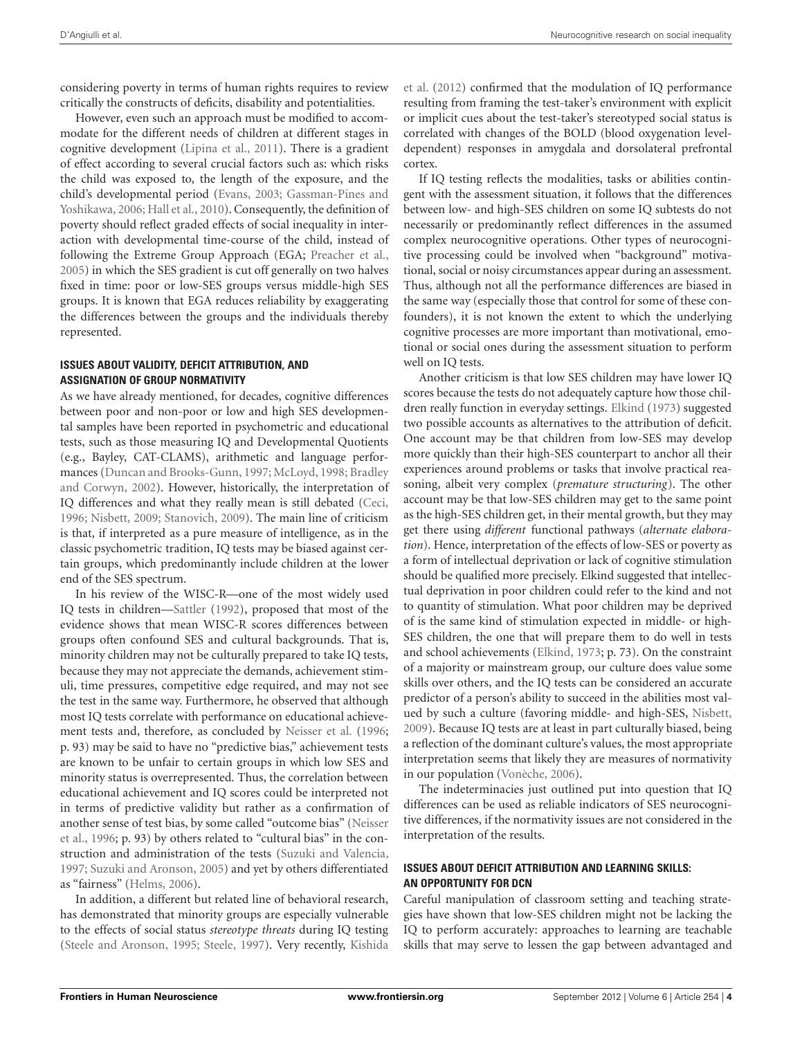considering poverty in terms of human rights requires to review critically the constructs of deficits, disability and potentialities.

However, even such an approach must be modified to accommodate for the different needs of children at different stages in cognitive development (Lipina et al., 2011). There is a gradient of effect according to several crucial factors such as: which risks the child was exposed to, the length of the exposure, and the child's developmental period (Evans, 2003; Gassman-Pines and Yoshikawa, 2006; Hall et al., 2010). Consequently, the definition of poverty should reflect graded effects of social inequality in interaction with developmental time-course of the child, instead of following the Extreme Group Approach (EGA; Preacher et al., 2005) in which the SES gradient is cut off generally on two halves fixed in time: poor or low-SES groups versus middle-high SES groups. It is known that EGA reduces reliability by exaggerating the differences between the groups and the individuals thereby represented.

### ISSUES ABOUT VALIDITY, DEFICIT ATTRIBUTION, AND ASSIGNATION OF GROUP NORMATIVITY

As we have already mentioned, for decades, cognitive differences between poor and non-poor or low and high SES developmental samples have been reported in psychometric and educational tests, such as those measuring IQ and Developmental Quotients (e.g., Bayley, CAT-CLAMS), arithmetic and language performances (Duncan and Brooks-Gunn, 1997; McLoyd, 1998; Bradley and Corwyn, 2002). However, historically, the interpretation of IQ differences and what they really mean is still debated (Ceci, 1996; Nisbett, 2009; Stanovich, 2009). The main line of criticism is that, if interpreted as a pure measure of intelligence, as in the classic psychometric tradition, IQ tests may be biased against certain groups, which predominantly include children at the lower end of the SES spectrum.

In his review of the WISC-R—one of the most widely used IQ tests in children—Sattler (1992), proposed that most of the evidence shows that mean WISC-R scores differences between groups often confound SES and cultural backgrounds. That is, minority children may not be culturally prepared to take IQ tests, because they may not appreciate the demands, achievement stimuli, time pressures, competitive edge required, and may not see the test in the same way. Furthermore, he observed that although most IQ tests correlate with performance on educational achievement tests and, therefore, as concluded by Neisser et al. (1996; p. 93) may be said to have no "predictive bias," achievement tests are known to be unfair to certain groups in which low SES and minority status is overrepresented. Thus, the correlation between educational achievement and IQ scores could be interpreted not in terms of predictive validity but rather as a confirmation of another sense of test bias, by some called "outcome bias" (Neisser et al., 1996; p. 93) by others related to "cultural bias" in the construction and administration of the tests (Suzuki and Valencia, 1997; Suzuki and Aronson, 2005) and yet by others differentiated as "fairness" (Helms, 2006).

In addition, a different but related line of behavioral research, has demonstrated that minority groups are especially vulnerable to the effects of social status *stereotype threats* during IQ testing (Steele and Aronson, 1995; Steele, 1997). Very recently, Kishida et al. (2012) confirmed that the modulation of IQ performance resulting from framing the test-taker's environment with explicit or implicit cues about the test-taker's stereotyped social status is correlated with changes of the BOLD (blood oxygenation level-dependent) responses in amygdala and dorsolateral prefrontal cortex.

If IQ testing reflects the modalities, tasks or abilities contingent with the assessment situation, it follows that the differences between low- and high-SES children on some IQ subtests do not necessarily or predominantly reflect differences in the assumed complex neurocognitive operations. Other types of neurocognitive processing could be involved when "background" motivational, social or noisy circumstances appear during an assessment. Thus, although not all the performance differences are biased in the same way (especially those that control for some of these confounders), it is not known the extent to which the underlying cognitive processes are more important than motivational, emotional or social ones during the assessment situation to perform well on IQ tests.

Another criticism is that low SES children may have lower IQ scores because the tests do not adequately capture how those children really function in everyday settings. Elkind (1973) suggested two possible accounts as alternatives to the attribution of deficit. One account may be that children from low-SES may develop more quickly than their high-SES counterpart to anchor all their experiences around problems or tasks that involve practical reasoning, albeit very complex (*premature structuring*). The other account may be that low-SES children may get to the same point as the high-SES children get, in their mental growth, but they may get there using *different* functional pathways (*alternate elaboration*). Hence, interpretation of the effects of low-SES or poverty as a form of intellectual deprivation or lack of cognitive stimulation should be qualified more precisely. Elkind suggested that intellectual deprivation in poor children could refer to the kind and not to quantity of stimulation. What poor children may be deprived of is the same kind of stimulation expected in middle- or high-SES children, the one that will prepare them to do well in tests and school achievements (Elkind, 1973; p. 73). On the constraint of a majority or mainstream group, our culture does value some skills over others, and the IQ tests can be considered an accurate predictor of a person's ability to succeed in the abilities most valued by such a culture (favoring middle- and high-SES, Nisbett, 2009). Because IQ tests are at least in part culturally biased, being a reflection of the dominant culture's values, the most appropriate interpretation seems that likely they are measures of normativity in our population (Vonèche, 2006).

The indeterminacies just outlined put into question that IQ differences can be used as reliable indicators of SES neurocognitive differences, if the normativity issues are not considered in the interpretation of the results.

### ISSUES ABOUT DEFICIT ATTRIBUTION AND LEARNING SKILLS: AN OPPORTUNITY FOR DCN

Careful manipulation of classroom setting and teaching strategies have shown that low-SES children might not be lacking the IQ to perform accurately: approaches to learning are teachable skills that may serve to lessen the gap between advantaged and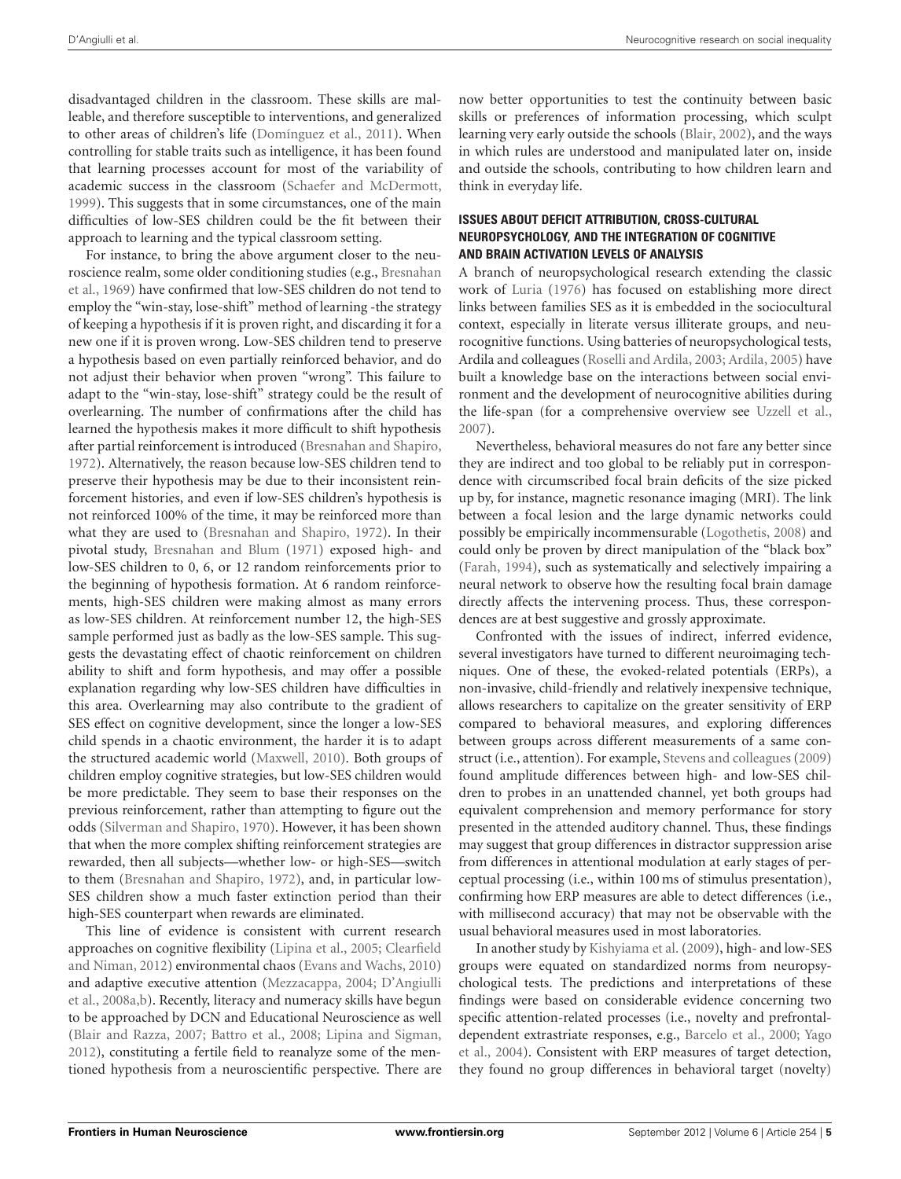disadvantaged children in the classroom. These skills are malleable, and therefore susceptible to interventions, and generalized to other areas of children's life (Domínguez et al., 2011). When controlling for stable traits such as intelligence, it has been found that learning processes account for most of the variability of academic success in the classroom (Schaefer and McDermott, 1999). This suggests that in some circumstances, one of the main difficulties of low-SES children could be the fit between their approach to learning and the typical classroom setting.

For instance, to bring the above argument closer to the neuroscience realm, some older conditioning studies (e.g., Bresnahan et al., 1969) have confirmed that low-SES children do not tend to employ the "win-stay, lose-shift" method of learning -the strategy of keeping a hypothesis if it is proven right, and discarding it for a new one if it is proven wrong. Low-SES children tend to preserve a hypothesis based on even partially reinforced behavior, and do not adjust their behavior when proven "wrong". This failure to adapt to the "win-stay, lose-shift" strategy could be the result of overlearning. The number of confirmations after the child has learned the hypothesis makes it more difficult to shift hypothesis after partial reinforcement is introduced (Bresnahan and Shapiro, 1972). Alternatively, the reason because low-SES children tend to preserve their hypothesis may be due to their inconsistent reinforcement histories, and even if low-SES children's hypothesis is not reinforced 100% of the time, it may be reinforced more than what they are used to (Bresnahan and Shapiro, 1972). In their pivotal study, Bresnahan and Blum (1971) exposed high- and low-SES children to 0, 6, or 12 random reinforcements prior to the beginning of hypothesis formation. At 6 random reinforcements, high-SES children were making almost as many errors as low-SES children. At reinforcement number 12, the high-SES sample performed just as badly as the low-SES sample. This suggests the devastating effect of chaotic reinforcement on children ability to shift and form hypothesis, and may offer a possible explanation regarding why low-SES children have difficulties in this area. Overlearning may also contribute to the gradient of SES effect on cognitive development, since the longer a low-SES child spends in a chaotic environment, the harder it is to adapt the structured academic world (Maxwell, 2010). Both groups of children employ cognitive strategies, but low-SES children would be more predictable. They seem to base their responses on the previous reinforcement, rather than attempting to figure out the odds (Silverman and Shapiro, 1970). However, it has been shown that when the more complex shifting reinforcement strategies are rewarded, then all subjects—whether low- or high-SES—switch to them (Bresnahan and Shapiro, 1972), and, in particular low-SES children show a much faster extinction period than their high-SES counterpart when rewards are eliminated.

This line of evidence is consistent with current research approaches on cognitive flexibility (Lipina et al., 2005; Clearfield and Niman, 2012) environmental chaos (Evans and Wachs, 2010) and adaptive executive attention (Mezzacappa, 2004; D'Angiulli et al., 2008a,b). Recently, literacy and numeracy skills have begun to be approached by DCN and Educational Neuroscience as well (Blair and Razza, 2007; Battro et al., 2008; Lipina and Sigman, 2012), constituting a fertile field to reanalyze some of the mentioned hypothesis from a neuroscientific perspective. There are now better opportunities to test the continuity between basic skills or preferences of information processing, which sculpt learning very early outside the schools (Blair, 2002), and the ways in which rules are understood and manipulated later on, inside and outside the schools, contributing to how children learn and think in everyday life.

### ISSUES ABOUT DEFICIT ATTRIBUTION, CROSS-CULTURAL NEUROPSYCHOLOGY, AND THE INTEGRATION OF COGNITIVE AND BRAIN ACTIVATION LEVELS OF ANALYSIS

A branch of neuropsychological research extending the classic work of Luria (1976) has focused on establishing more direct links between families SES as it is embedded in the sociocultural context, especially in literate versus illiterate groups, and neurocognitive functions. Using batteries of neuropsychological tests, Ardila and colleagues (Roselli and Ardila, 2003; Ardila, 2005) have built a knowledge base on the interactions between social environment and the development of neurocognitive abilities during the life-span (for a comprehensive overview see Uzzell et al., 2007).

Nevertheless, behavioral measures do not fare any better since they are indirect and too global to be reliably put in correspondence with circumscribed focal brain deficits of the size picked up by, for instance, magnetic resonance imaging (MRI). The link between a focal lesion and the large dynamic networks could possibly be empirically incommensurable (Logothetis, 2008) and could only be proven by direct manipulation of the "black box" (Farah, 1994), such as systematically and selectively impairing a neural network to observe how the resulting focal brain damage directly affects the intervening process. Thus, these correspondences are at best suggestive and grossly approximate.

Confronted with the issues of indirect, inferred evidence, several investigators have turned to different neuroimaging techniques. One of these, the evoked-related potentials (ERPs), a non-invasive, child-friendly and relatively inexpensive technique, allows researchers to capitalize on the greater sensitivity of ERP compared to behavioral measures, and exploring differences between groups across different measurements of a same construct (i.e., attention). For example, Stevens and colleagues (2009) found amplitude differences between high- and low-SES children to probes in an unattended channel, yet both groups had equivalent comprehension and memory performance for story presented in the attended auditory channel. Thus, these findings may suggest that group differences in distractor suppression arise from differences in attentional modulation at early stages of perceptual processing (i.e., within 100 ms of stimulus presentation), confirming how ERP measures are able to detect differences (i.e., with millisecond accuracy) that may not be observable with the usual behavioral measures used in most laboratories.

In another study by Kishyiama et al. (2009), high- and low-SES groups were equated on standardized norms from neuropsychological tests. The predictions and interpretations of these findings were based on considerable evidence concerning two specific attention-related processes (i.e., novelty and prefrontal-dependent extrastriate responses, e.g., Barcelo et al., 2000; Yago et al., 2004). Consistent with ERP measures of target detection, they found no group differences in behavioral target (novelty)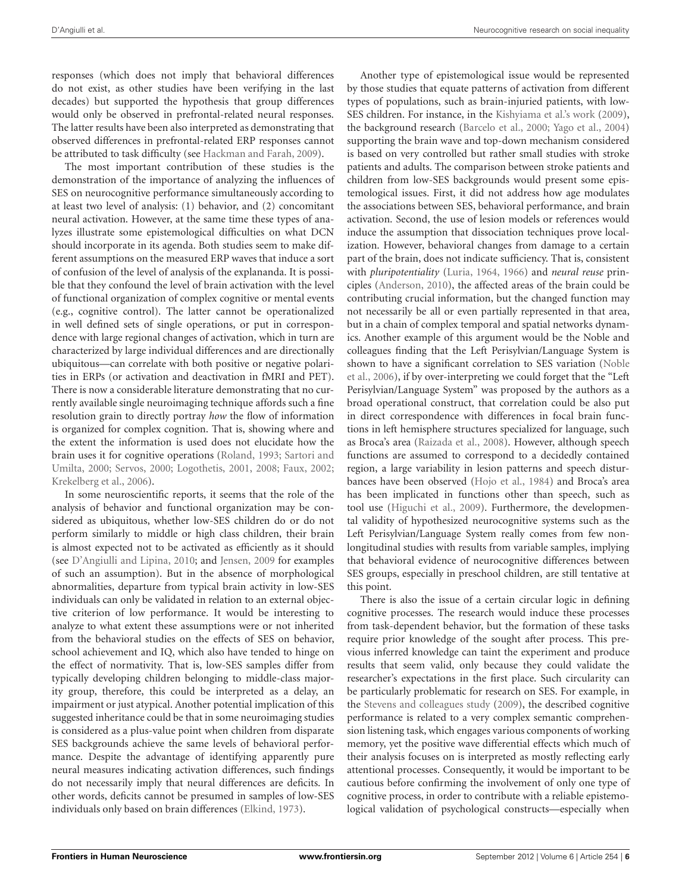responses (which does not imply that behavioral differences do not exist, as other studies have been verifying in the last decades) but supported the hypothesis that group differences would only be observed in prefrontal-related neural responses. The latter results have been also interpreted as demonstrating that observed differences in prefrontal-related ERP responses cannot be attributed to task difficulty (see Hackman and Farah, 2009).

The most important contribution of these studies is the demonstration of the importance of analyzing the influences of SES on neurocognitive performance simultaneously according to at least two level of analysis: (1) behavior, and (2) concomitant neural activation. However, at the same time these types of analyzes illustrate some epistemological difficulties on what DCN should incorporate in its agenda. Both studies seem to make different assumptions on the measured ERP waves that induce a sort of confusion of the level of analysis of the explananda. It is possible that they confound the level of brain activation with the level of functional organization of complex cognitive or mental events (e.g., cognitive control). The latter cannot be operationalized in well defined sets of single operations, or put in correspondence with large regional changes of activation, which in turn are characterized by large individual differences and are directionally ubiquitous—can correlate with both positive or negative polarities in ERPs (or activation and deactivation in fMRI and PET). There is now a considerable literature demonstrating that no currently available single neuroimaging technique affords such a fine resolution grain to directly portray *how* the flow of information is organized for complex cognition. That is, showing where and the extent the information is used does not elucidate how the brain uses it for cognitive operations (Roland, 1993; Sartori and Umilta, 2000; Servos, 2000; Logothetis, 2001, 2008; Faux, 2002; Krekelberg et al., 2006).

In some neuroscientific reports, it seems that the role of the analysis of behavior and functional organization may be considered as ubiquitous, whether low-SES children do or do not perform similarly to middle or high class children, their brain is almost expected not to be activated as efficiently as it should (see D'Angiulli and Lipina, 2010; and Jensen, 2009 for examples of such an assumption). But in the absence of morphological abnormalities, departure from typical brain activity in low-SES individuals can only be validated in relation to an external objective criterion of low performance. It would be interesting to analyze to what extent these assumptions were or not inherited from the behavioral studies on the effects of SES on behavior, school achievement and IQ, which also have tended to hinge on the effect of normativity. That is, low-SES samples differ from typically developing children belonging to middle-class majority group, therefore, this could be interpreted as a delay, an impairment or just atypical. Another potential implication of this suggested inheritance could be that in some neuroimaging studies is considered as a plus-value point when children from disparate SES backgrounds achieve the same levels of behavioral performance. Despite the advantage of identifying apparently pure neural measures indicating activation differences, such findings do not necessarily imply that neural differences are deficits. In other words, deficits cannot be presumed in samples of low-SES individuals only based on brain differences (Elkind, 1973).

Another type of epistemological issue would be represented by those studies that equate patterns of activation from different types of populations, such as brain-injuried patients, with low-SES children. For instance, in the Kishyiama et al.'s work (2009), the background research (Barcelo et al., 2000; Yago et al., 2004) supporting the brain wave and top-down mechanism considered is based on very controlled but rather small studies with stroke patients and adults. The comparison between stroke patients and children from low-SES backgrounds would present some epistemological issues. First, it did not address how age modulates the associations between SES, behavioral performance, and brain activation. Second, the use of lesion models or references would induce the assumption that dissociation techniques prove localization. However, behavioral changes from damage to a certain part of the brain, does not indicate sufficiency. That is, consistent with *pluripotentiality* (Luria, 1964, 1966) and *neural reuse* principles (Anderson, 2010), the affected areas of the brain could be contributing crucial information, but the changed function may not necessarily be all or even partially represented in that area, but in a chain of complex temporal and spatial networks dynamics. Another example of this argument would be the Noble and colleagues finding that the Left Perisylvian/Language System is shown to have a significant correlation to SES variation (Noble et al., 2006), if by over-interpreting we could forget that the "Left Perisylvian/Language System" was proposed by the authors as a broad operational construct, that correlation could be also put in direct correspondence with differences in focal brain functions in left hemisphere structures specialized for language, such as Broca's area (Raizada et al., 2008). However, although speech functions are assumed to correspond to a decidedly contained region, a large variability in lesion patterns and speech disturbances have been observed (Hojo et al., 1984) and Broca's area has been implicated in functions other than speech, such as tool use (Higuchi et al., 2009). Furthermore, the developmental validity of hypothesized neurocognitive systems such as the Left Perisylvian/Language System really comes from few non-longitudinal studies with results from variable samples, implying that behavioral evidence of neurocognitive differences between SES groups, especially in preschool children, are still tentative at this point.

There is also the issue of a certain circular logic in defining cognitive processes. The research would induce these processes from task-dependent behavior, but the formation of these tasks require prior knowledge of the sought after process. This previous inferred knowledge can taint the experiment and produce results that seem valid, only because they could validate the researcher's expectations in the first place. Such circularity can be particularly problematic for research on SES. For example, in the Stevens and colleagues study (2009), the described cognitive performance is related to a very complex semantic comprehension listening task, which engages various components of working memory, yet the positive wave differential effects which much of their analysis focuses on is interpreted as mostly reflecting early attentional processes. Consequently, it would be important to be cautious before confirming the involvement of only one type of cognitive process, in order to contribute with a reliable epistemological validation of psychological constructs—especially when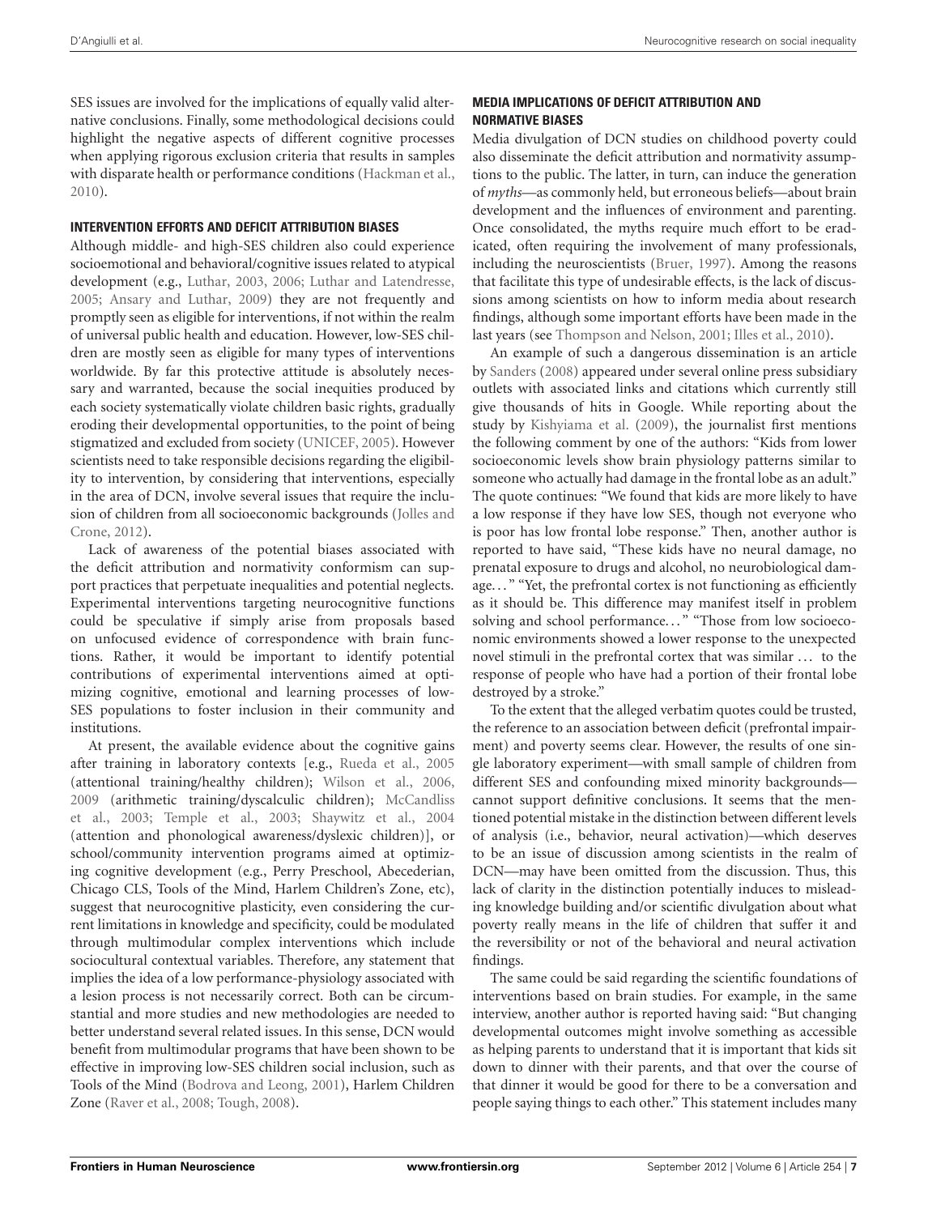SES issues are involved for the implications of equally valid alternative conclusions. Finally, some methodological decisions could highlight the negative aspects of different cognitive processes when applying rigorous exclusion criteria that results in samples with disparate health or performance conditions (Hackman et al., 2010).

### INTERVENTION EFFORTS AND DEFICIT ATTRIBUTION BIASES

Although middle- and high-SES children also could experience socioemotional and behavioral/cognitive issues related to atypical development (e.g., Luthar, 2003, 2006; Luthar and Latendresse, 2005; Ansary and Luthar, 2009) they are not frequently and promptly seen as eligible for interventions, if not within the realm of universal public health and education. However, low-SES children are mostly seen as eligible for many types of interventions worldwide. By far this protective attitude is absolutely necessary and warranted, because the social inequities produced by each society systematically violate children basic rights, gradually eroding their developmental opportunities, to the point of being stigmatized and excluded from society (UNICEF, 2005). However scientists need to take responsible decisions regarding the eligibility to intervention, by considering that interventions, especially in the area of DCN, involve several issues that require the inclusion of children from all socioeconomic backgrounds (Jolles and Crone, 2012).

Lack of awareness of the potential biases associated with the deficit attribution and normativity conformism can support practices that perpetuate inequalities and potential neglects. Experimental interventions targeting neurocognitive functions could be speculative if simply arise from proposals based on unfocused evidence of correspondence with brain functions. Rather, it would be important to identify potential contributions of experimental interventions aimed at optimizing cognitive, emotional and learning processes of low-SES populations to foster inclusion in their community and institutions.

At present, the available evidence about the cognitive gains after training in laboratory contexts [e.g., Rueda et al., 2005 (attentional training/healthy children); Wilson et al., 2006, 2009 (arithmetic training/dyscalculic children); McCandliss et al., 2003; Temple et al., 2003; Shaywitz et al., 2004 (attention and phonological awareness/dyslexic children)], or school/community intervention programs aimed at optimizing cognitive development (e.g., Perry Preschool, Abecederian, Chicago CLS, Tools of the Mind, Harlem Children's Zone, etc), suggest that neurocognitive plasticity, even considering the current limitations in knowledge and specificity, could be modulated through multimodular complex interventions which include sociocultural contextual variables. Therefore, any statement that implies the idea of a low performance-physiology associated with a lesion process is not necessarily correct. Both can be circumstantial and more studies and new methodologies are needed to better understand several related issues. In this sense, DCN would benefit from multimodular programs that have been shown to be effective in improving low-SES children social inclusion, such as Tools of the Mind (Bodrova and Leong, 2001), Harlem Children Zone (Raver et al., 2008; Tough, 2008).

### MEDIA IMPLICATIONS OF DEFICIT ATTRIBUTION AND NORMATIVE BIASES

Media divulgation of DCN studies on childhood poverty could also disseminate the deficit attribution and normativity assumptions to the public. The latter, in turn, can induce the generation of *myths*—as commonly held, but erroneous beliefs—about brain development and the influences of environment and parenting. Once consolidated, the myths require much effort to be eradicated, often requiring the involvement of many professionals, including the neuroscientists (Bruer, 1997). Among the reasons that facilitate this type of undesirable effects, is the lack of discussions among scientists on how to inform media about research findings, although some important efforts have been made in the last years (see Thompson and Nelson, 2001; Illes et al., 2010).

An example of such a dangerous dissemination is an article by Sanders (2008) appeared under several online press subsidiary outlets with associated links and citations which currently still give thousands of hits in Google. While reporting about the study by Kishyiama et al. (2009), the journalist first mentions the following comment by one of the authors: "Kids from lower socioeconomic levels show brain physiology patterns similar to someone who actually had damage in the frontal lobe as an adult." The quote continues: "We found that kids are more likely to have a low response if they have low SES, though not everyone who is poor has low frontal lobe response." Then, another author is reported to have said, "These kids have no neural damage, no prenatal exposure to drugs and alcohol, no neurobiological damage…" "Yet, the prefrontal cortex is not functioning as efficiently as it should be. This difference may manifest itself in problem solving and school performance…" "Those from low socioeconomic environments showed a lower response to the unexpected novel stimuli in the prefrontal cortex that was similar … to the response of people who have had a portion of their frontal lobe destroyed by a stroke."

To the extent that the alleged verbatim quotes could be trusted, the reference to an association between deficit (prefrontal impairment) and poverty seems clear. However, the results of one single laboratory experiment—with small sample of children from different SES and confounding mixed minority backgrounds—cannot support definitive conclusions. It seems that the mentioned potential mistake in the distinction between different levels of analysis (i.e., behavior, neural activation)—which deserves to be an issue of discussion among scientists in the realm of DCN—may have been omitted from the discussion. Thus, this lack of clarity in the distinction potentially induces to misleading knowledge building and/or scientific divulgation about what poverty really means in the life of children that suffer it and the reversibility or not of the behavioral and neural activation findings.

The same could be said regarding the scientific foundations of interventions based on brain studies. For example, in the same interview, another author is reported having said: "But changing developmental outcomes might involve something as accessible as helping parents to understand that it is important that kids sit down to dinner with their parents, and that over the course of that dinner it would be good for there to be a conversation and people saying things to each other." This statement includes many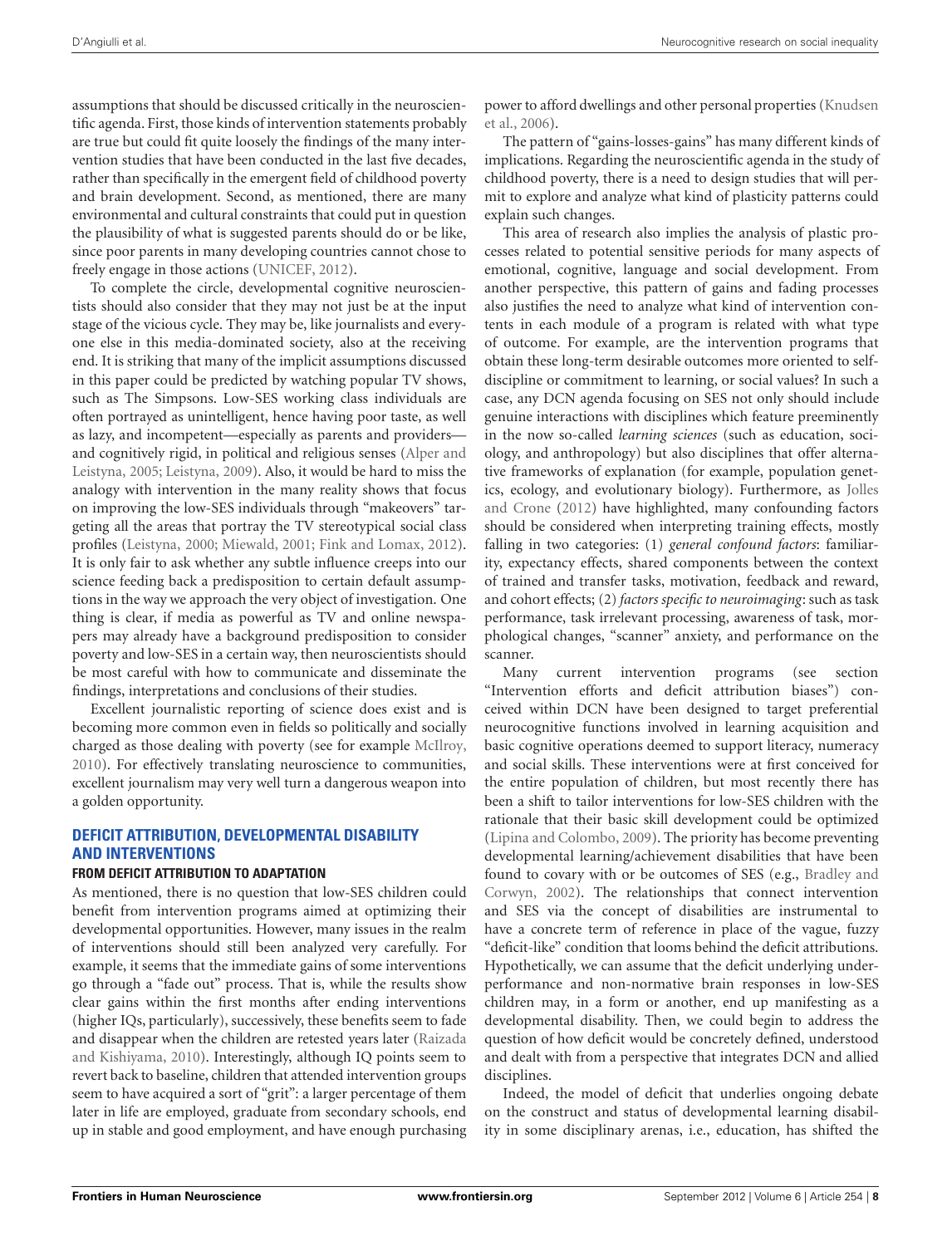assumptions that should be discussed critically in the neuroscientific agenda. First, those kinds of intervention statements probably are true but could fit quite loosely the findings of the many intervention studies that have been conducted in the last five decades, rather than specifically in the emergent field of childhood poverty and brain development. Second, as mentioned, there are many environmental and cultural constraints that could put in question the plausibility of what is suggested parents should do or be like, since poor parents in many developing countries cannot chose to freely engage in those actions (UNICEF, 2012).

To complete the circle, developmental cognitive neuroscientists should also consider that they may not just be at the input stage of the vicious cycle. They may be, like journalists and everyone else in this media-dominated society, also at the receiving end. It is striking that many of the implicit assumptions discussed in this paper could be predicted by watching popular TV shows, such as The Simpsons. Low-SES working class individuals are often portrayed as unintelligent, hence having poor taste, as well as lazy, and incompetent—especially as parents and providers—and cognitively rigid, in political and religious senses (Alper and Leistyna, 2005; Leistyna, 2009). Also, it would be hard to miss the analogy with intervention in the many reality shows that focus on improving the low-SES individuals through "makeovers" targeting all the areas that portray the TV stereotypical social class profiles (Leistyna, 2000; Miewald, 2001; Fink and Lomax, 2012). It is only fair to ask whether any subtle influence creeps into our science feeding back a predisposition to certain default assumptions in the way we approach the very object of investigation. One thing is clear, if media as powerful as TV and online newspapers may already have a background predisposition to consider poverty and low-SES in a certain way, then neuroscientists should be most careful with how to communicate and disseminate the findings, interpretations and conclusions of their studies.

Excellent journalistic reporting of science does exist and is becoming more common even in fields so politically and socially charged as those dealing with poverty (see for example McIlroy, 2010). For effectively translating neuroscience to communities, excellent journalism may very well turn a dangerous weapon into a golden opportunity.

## DEFICIT ATTRIBUTION, DEVELOPMENTAL DISABILITY AND INTERVENTIONS

### FROM DEFICIT ATTRIBUTION TO ADAPTATION

As mentioned, there is no question that low-SES children could benefit from intervention programs aimed at optimizing their developmental opportunities. However, many issues in the realm of interventions should still been analyzed very carefully. For example, it seems that the immediate gains of some interventions go through a "fade out" process. That is, while the results show clear gains within the first months after ending interventions (higher IQs, particularly), successively, these benefits seem to fade and disappear when the children are retested years later (Raizada and Kishiyama, 2010). Interestingly, although IQ points seem to revert back to baseline, children that attended intervention groups seem to have acquired a sort of "grit": a larger percentage of them later in life are employed, graduate from secondary schools, end up in stable and good employment, and have enough purchasing power to afford dwellings and other personal properties (Knudsen et al., 2006).

The pattern of "gains-losses-gains" has many different kinds of implications. Regarding the neuroscientific agenda in the study of childhood poverty, there is a need to design studies that will permit to explore and analyze what kind of plasticity patterns could explain such changes.

This area of research also implies the analysis of plastic processes related to potential sensitive periods for many aspects of emotional, cognitive, language and social development. From another perspective, this pattern of gains and fading processes also justifies the need to analyze what kind of intervention contents in each module of a program is related with what type of outcome. For example, are the intervention programs that obtain these long-term desirable outcomes more oriented to self-discipline or commitment to learning, or social values? In such a case, any DCN agenda focusing on SES not only should include genuine interactions with disciplines which feature preeminently in the now so-called *learning sciences* (such as education, sociology, and anthropology) but also disciplines that offer alternative frameworks of explanation (for example, population genetics, ecology, and evolutionary biology). Furthermore, as Jolles and Crone (2012) have highlighted, many confounding factors should be considered when interpreting training effects, mostly falling in two categories: (1) *general confound factors*: familiarity, expectancy effects, shared components between the context of trained and transfer tasks, motivation, feedback and reward, and cohort effects; (2) *factors specific to neuroimaging*: such as task performance, task irrelevant processing, awareness of task, morphological changes, "scanner" anxiety, and performance on the scanner.

Many current intervention programs (see section "Intervention efforts and deficit attribution biases") conceived within DCN have been designed to target preferential neurocognitive functions involved in learning acquisition and basic cognitive operations deemed to support literacy, numeracy and social skills. These interventions were at first conceived for the entire population of children, but most recently there has been a shift to tailor interventions for low-SES children with the rationale that their basic skill development could be optimized (Lipina and Colombo, 2009). The priority has become preventing developmental learning/achievement disabilities that have been found to covary with or be outcomes of SES (e.g., Bradley and Corwyn, 2002). The relationships that connect intervention and SES via the concept of disabilities are instrumental to have a concrete term of reference in place of the vague, fuzzy "deficit-like" condition that looms behind the deficit attributions. Hypothetically, we can assume that the deficit underlying underperformance and non-normative brain responses in low-SES children may, in a form or another, end up manifesting as a developmental disability. Then, we could begin to address the question of how deficit would be concretely defined, understood and dealt with from a perspective that integrates DCN and allied disciplines.

Indeed, the model of deficit that underlies ongoing debate on the construct and status of developmental learning disability in some disciplinary arenas, i.e., education, has shifted the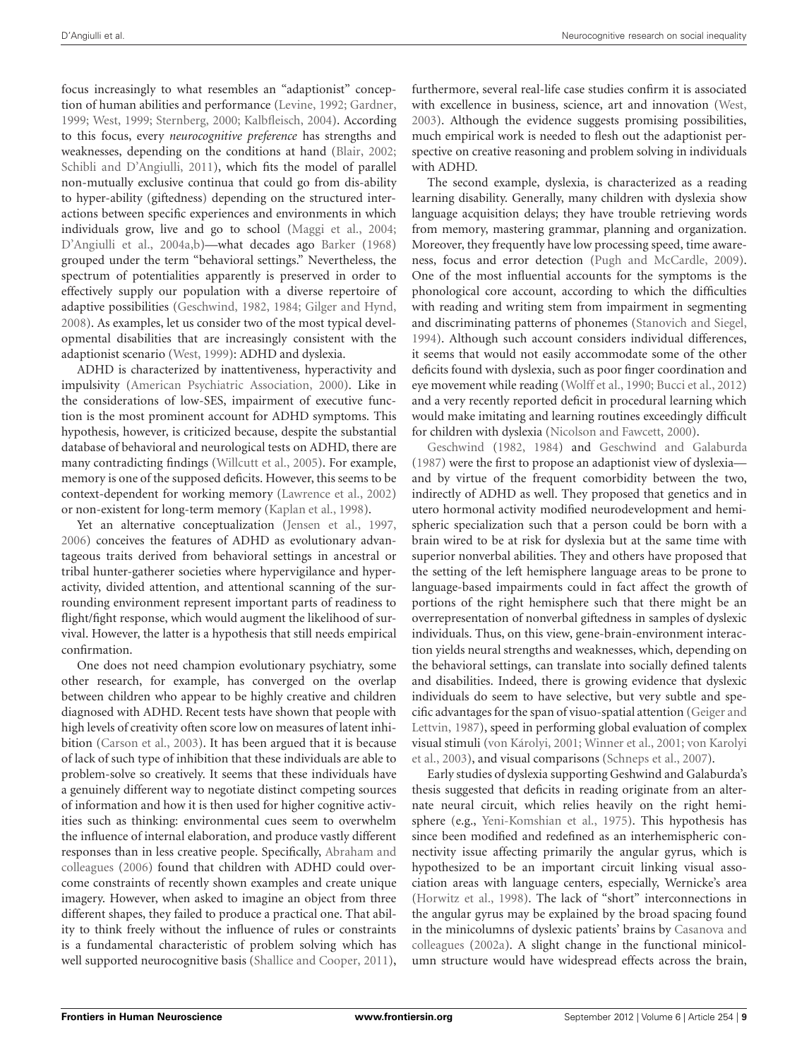focus increasingly to what resembles an "adaptionist" conception of human abilities and performance (Levine, 1992; Gardner, 1999; West, 1999; Sternberg, 2000; Kalbfleisch, 2004). According to this focus, every *neurocognitive preference* has strengths and weaknesses, depending on the conditions at hand (Blair, 2002; Schibli and D'Angiulli, 2011), which fits the model of parallel non-mutually exclusive continua that could go from dis-ability to hyper-ability (giftedness) depending on the structured interactions between specific experiences and environments in which individuals grow, live and go to school (Maggi et al., 2004; D'Angiulli et al., 2004a,b)—what decades ago Barker (1968) grouped under the term "behavioral settings." Nevertheless, the spectrum of potentialities apparently is preserved in order to effectively supply our population with a diverse repertoire of adaptive possibilities (Geschwind, 1982, 1984; Gilger and Hynd, 2008). As examples, let us consider two of the most typical developmental disabilities that are increasingly consistent with the adaptionist scenario (West, 1999): ADHD and dyslexia.

ADHD is characterized by inattentiveness, hyperactivity and impulsivity (American Psychiatric Association, 2000). Like in the considerations of low-SES, impairment of executive function is the most prominent account for ADHD symptoms. This hypothesis, however, is criticized because, despite the substantial database of behavioral and neurological tests on ADHD, there are many contradicting findings (Willcutt et al., 2005). For example, memory is one of the supposed deficits. However, this seems to be context-dependent for working memory (Lawrence et al., 2002) or non-existent for long-term memory (Kaplan et al., 1998).

Yet an alternative conceptualization (Jensen et al., 1997, 2006) conceives the features of ADHD as evolutionary advantageous traits derived from behavioral settings in ancestral or tribal hunter-gatherer societies where hypervigilance and hyperactivity, divided attention, and attentional scanning of the surrounding environment represent important parts of readiness to flight/fight response, which would augment the likelihood of survival. However, the latter is a hypothesis that still needs empirical confirmation.

One does not need champion evolutionary psychiatry, some other research, for example, has converged on the overlap between children who appear to be highly creative and children diagnosed with ADHD. Recent tests have shown that people with high levels of creativity often score low on measures of latent inhibition (Carson et al., 2003). It has been argued that it is because of lack of such type of inhibition that these individuals are able to problem-solve so creatively. It seems that these individuals have a genuinely different way to negotiate distinct competing sources of information and how it is then used for higher cognitive activities such as thinking: environmental cues seem to overwhelm the influence of internal elaboration, and produce vastly different responses than in less creative people. Specifically, Abraham and colleagues (2006) found that children with ADHD could overcome constraints of recently shown examples and create unique imagery. However, when asked to imagine an object from three different shapes, they failed to produce a practical one. That ability to think freely without the influence of rules or constraints is a fundamental characteristic of problem solving which has well supported neurocognitive basis (Shallice and Cooper, 2011), furthermore, several real-life case studies confirm it is associated with excellence in business, science, art and innovation (West, 2003). Although the evidence suggests promising possibilities, much empirical work is needed to flesh out the adaptionist perspective on creative reasoning and problem solving in individuals with ADHD.

The second example, dyslexia, is characterized as a reading learning disability. Generally, many children with dyslexia show language acquisition delays; they have trouble retrieving words from memory, mastering grammar, planning and organization. Moreover, they frequently have low processing speed, time awareness, focus and error detection (Pugh and McCardle, 2009). One of the most influential accounts for the symptoms is the phonological core account, according to which the difficulties with reading and writing stem from impairment in segmenting and discriminating patterns of phonemes (Stanovich and Siegel, 1994). Although such account considers individual differences, it seems that would not easily accommodate some of the other deficits found with dyslexia, such as poor finger coordination and eye movement while reading (Wolff et al., 1990; Bucci et al., 2012) and a very recently reported deficit in procedural learning which would make imitating and learning routines exceedingly difficult for children with dyslexia (Nicolson and Fawcett, 2000).

Geschwind (1982, 1984) and Geschwind and Galaburda (1987) were the first to propose an adaptionist view of dyslexia—and by virtue of the frequent comorbidity between the two, indirectly of ADHD as well. They proposed that genetics and in utero hormonal activity modified neurodevelopment and hemispheric specialization such that a person could be born with a brain wired to be at risk for dyslexia but at the same time with superior nonverbal abilities. They and others have proposed that the setting of the left hemisphere language areas to be prone to language-based impairments could in fact affect the growth of portions of the right hemisphere such that there might be an overrepresentation of nonverbal giftedness in samples of dyslexic individuals. Thus, on this view, gene-brain-environment interaction yields neural strengths and weaknesses, which, depending on the behavioral settings, can translate into socially defined talents and disabilities. Indeed, there is growing evidence that dyslexic individuals do seem to have selective, but very subtle and specific advantages for the span of visuo-spatial attention (Geiger and Lettvin, 1987), speed in performing global evaluation of complex visual stimuli (von Károlyi, 2001; Winner et al., 2001; von Karolyi et al., 2003), and visual comparisons (Schneps et al., 2007).

Early studies of dyslexia supporting Geshwind and Galaburda's thesis suggested that deficits in reading originate from an alternate neural circuit, which relies heavily on the right hemisphere (e.g., Yeni-Komshian et al., 1975). This hypothesis has since been modified and redefined as an interhemispheric connectivity issue affecting primarily the angular gyrus, which is hypothesized to be an important circuit linking visual association areas with language centers, especially, Wernicke's area (Horwitz et al., 1998). The lack of "short" interconnections in the angular gyrus may be explained by the broad spacing found in the minicolumns of dyslexic patients' brains by Casanova and colleagues (2002a). A slight change in the functional minicolumn structure would have widespread effects across the brain,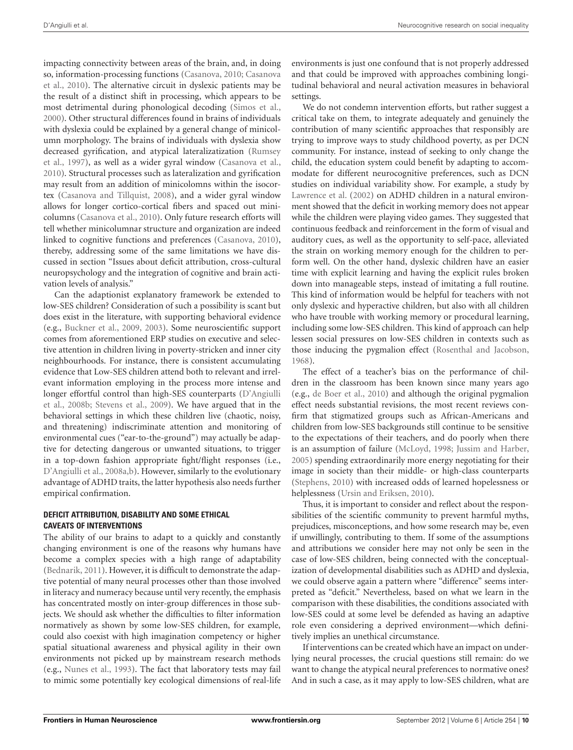impacting connectivity between areas of the brain, and, in doing so, information-processing functions (Casanova, 2010; Casanova et al., 2010). The alternative circuit in dyslexic patients may be the result of a distinct shift in processing, which appears to be most detrimental during phonological decoding (Simos et al., 2000). Other structural differences found in brains of individuals with dyslexia could be explained by a general change of minicolumn morphology. The brains of individuals with dyslexia show decreased gyrification, and atypical lateralizatization (Rumsey et al., 1997), as well as a wider gyral window (Casanova et al., 2010). Structural processes such as lateralization and gyrification may result from an addition of minicolomns within the isocortex (Casanova and Tillquist, 2008), and a wider gyral window allows for longer cortico-cortical fibers and spaced out minicolumns (Casanova et al., 2010). Only future research efforts will tell whether minicolumnar structure and organization are indeed linked to cognitive functions and preferences (Casanova, 2010), thereby, addressing some of the same limitations we have discussed in section "Issues about deficit attribution, cross-cultural neuropsychology and the integration of cognitive and brain activation levels of analysis."

Can the adaptionist explanatory framework be extended to low-SES children? Consideration of such a possibility is scant but does exist in the literature, with supporting behavioral evidence (e.g., Buckner et al., 2009, 2003). Some neuroscientific support comes from aforementioned ERP studies on executive and selective attention in children living in poverty-stricken and inner city neighbourhoods. For instance, there is consistent accumulating evidence that Low-SES children attend both to relevant and irrelevant information employing in the process more intense and longer effortful control than high-SES counterparts (D'Angiulli et al., 2008b; Stevens et al., 2009). We have argued that in the behavioral settings in which these children live (chaotic, noisy, and threatening) indiscriminate attention and monitoring of environmental cues ("ear-to-the-ground") may actually be adaptive for detecting dangerous or unwanted situations, to trigger in a top-down fashion appropriate fight/flight responses (i.e., D'Angiulli et al., 2008a,b). However, similarly to the evolutionary advantage of ADHD traits, the latter hypothesis also needs further empirical confirmation.

### DEFICIT ATTRIBUTION, DISABILITY AND SOME ETHICAL CAVEATS OF INTERVENTIONS

The ability of our brains to adapt to a quickly and constantly changing environment is one of the reasons why humans have become a complex species with a high range of adaptability (Bednarik, 2011). However, it is difficult to demonstrate the adaptive potential of many neural processes other than those involved in literacy and numeracy because until very recently, the emphasis has concentrated mostly on inter-group differences in those subjects. We should ask whether the difficulties to filter information normatively as shown by some low-SES children, for example, could also coexist with high imagination competency or higher spatial situational awareness and physical agility in their own environments not picked up by mainstream research methods (e.g., Nunes et al., 1993). The fact that laboratory tests may fail to mimic some potentially key ecological dimensions of real-life environments is just one confound that is not properly addressed and that could be improved with approaches combining longitudinal behavioral and neural activation measures in behavioral settings.

We do not condemn intervention efforts, but rather suggest a critical take on them, to integrate adequately and genuinely the contribution of many scientific approaches that responsibly are trying to improve ways to study childhood poverty, as per DCN community. For instance, instead of seeking to only change the child, the education system could benefit by adapting to accommodate for different neurocognitive preferences, such as DCN studies on individual variability show. For example, a study by Lawrence et al. (2002) on ADHD children in a natural environment showed that the deficit in working memory does not appear while the children were playing video games. They suggested that continuous feedback and reinforcement in the form of visual and auditory cues, as well as the opportunity to self-pace, alleviated the strain on working memory enough for the children to perform well. On the other hand, dyslexic children have an easier time with explicit learning and having the explicit rules broken down into manageable steps, instead of imitating a full routine. This kind of information would be helpful for teachers with not only dyslexic and hyperactive children, but also with all children who have trouble with working memory or procedural learning, including some low-SES children. This kind of approach can help lessen social pressures on low-SES children in contexts such as those inducing the pygmalion effect (Rosenthal and Jacobson, 1968).

The effect of a teacher's bias on the performance of children in the classroom has been known since many years ago (e.g., de Boer et al., 2010) and although the original pygmalion effect needs substantial revisions, the most recent reviews confirm that stigmatized groups such as African-Americans and children from low-SES backgrounds still continue to be sensitive to the expectations of their teachers, and do poorly when there is an assumption of failure (McLoyd, 1998; Jussim and Harber, 2005) spending extraordinarily more energy negotiating for their image in society than their middle- or high-class counterparts (Stephens, 2010) with increased odds of learned hopelessness or helplessness (Ursin and Eriksen, 2010).

Thus, it is important to consider and reflect about the responsibilities of the scientific community to prevent harmful myths, prejudices, misconceptions, and how some research may be, even if unwillingly, contributing to them. If some of the assumptions and attributions we consider here may not only be seen in the case of low-SES children, being connected with the conceptualization of developmental disabilities such as ADHD and dyslexia, we could observe again a pattern where "difference" seems interpreted as "deficit." Nevertheless, based on what we learn in the comparison with these disabilities, the conditions associated with low-SES could at some level be defended as having an adaptive role even considering a deprived environment—which definitively implies an unethical circumstance.

If interventions can be created which have an impact on underlying neural processes, the crucial questions still remain: do we want to change the atypical neural preferences to normative ones? And in such a case, as it may apply to low-SES children, what are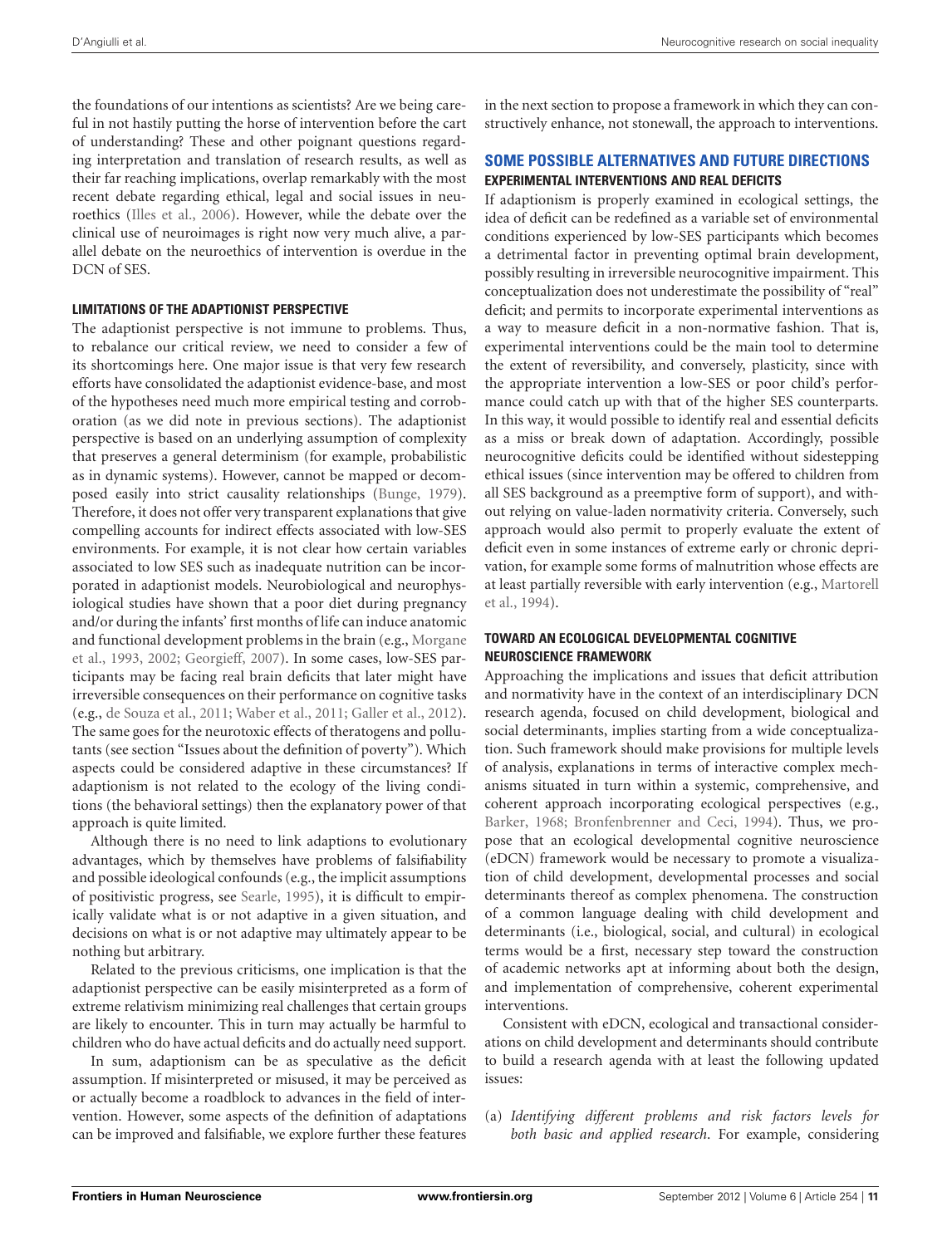the foundations of our intentions as scientists? Are we being careful in not hastily putting the horse of intervention before the cart of understanding? These and other poignant questions regarding interpretation and translation of research results, as well as their far reaching implications, overlap remarkably with the most recent debate regarding ethical, legal and social issues in neuroethics (Illes et al., 2006). However, while the debate over the clinical use of neuroimages is right now very much alive, a parallel debate on the neuroethics of intervention is overdue in the DCN of SES.

### LIMITATIONS OF THE ADAPTIONIST PERSPECTIVE

The adaptionist perspective is not immune to problems. Thus, to rebalance our critical review, we need to consider a few of its shortcomings here. One major issue is that very few research efforts have consolidated the adaptionist evidence-base, and most of the hypotheses need much more empirical testing and corroboration (as we did note in previous sections). The adaptionist perspective is based on an underlying assumption of complexity that preserves a general determinism (for example, probabilistic as in dynamic systems). However, cannot be mapped or decomposed easily into strict causality relationships (Bunge, 1979). Therefore, it does not offer very transparent explanations that give compelling accounts for indirect effects associated with low-SES environments. For example, it is not clear how certain variables associated to low SES such as inadequate nutrition can be incorporated in adaptionist models. Neurobiological and neurophysiological studies have shown that a poor diet during pregnancy and/or during the infants' first months of life can induce anatomic and functional development problems in the brain (e.g., Morgane et al., 1993, 2002; Georgieff, 2007). In some cases, low-SES participants may be facing real brain deficits that later might have irreversible consequences on their performance on cognitive tasks (e.g., de Souza et al., 2011; Waber et al., 2011; Galler et al., 2012). The same goes for the neurotoxic effects of theratogens and pollutants (see section "Issues about the definition of poverty"). Which aspects could be considered adaptive in these circumstances? If adaptionism is not related to the ecology of the living conditions (the behavioral settings) then the explanatory power of that approach is quite limited.

Although there is no need to link adaptions to evolutionary advantages, which by themselves have problems of falsifiability and possible ideological confounds (e.g., the implicit assumptions of positivistic progress, see Searle, 1995), it is difficult to empirically validate what is or not adaptive in a given situation, and decisions on what is or not adaptive may ultimately appear to be nothing but arbitrary.

Related to the previous criticisms, one implication is that the adaptionist perspective can be easily misinterpreted as a form of extreme relativism minimizing real challenges that certain groups are likely to encounter. This in turn may actually be harmful to children who do have actual deficits and do actually need support.

In sum, adaptionism can be as speculative as the deficit assumption. If misinterpreted or misused, it may be perceived as or actually become a roadblock to advances in the field of intervention. However, some aspects of the definition of adaptations can be improved and falsifiable, we explore further these features in the next section to propose a framework in which they can constructively enhance, not stonewall, the approach to interventions.

## SOME POSSIBLE ALTERNATIVES AND FUTURE DIRECTIONS

### EXPERIMENTAL INTERVENTIONS AND REAL DEFICITS

If adaptionism is properly examined in ecological settings, the idea of deficit can be redefined as a variable set of environmental conditions experienced by low-SES participants which becomes a detrimental factor in preventing optimal brain development, possibly resulting in irreversible neurocognitive impairment. This conceptualization does not underestimate the possibility of "real" deficit; and permits to incorporate experimental interventions as a way to measure deficit in a non-normative fashion. That is, experimental interventions could be the main tool to determine the extent of reversibility, and conversely, plasticity, since with the appropriate intervention a low-SES or poor child's performance could catch up with that of the higher SES counterparts. In this way, it would possible to identify real and essential deficits as a miss or break down of adaptation. Accordingly, possible neurocognitive deficits could be identified without sidestepping ethical issues (since intervention may be offered to children from all SES background as a preemptive form of support), and without relying on value-laden normativity criteria. Conversely, such approach would also permit to properly evaluate the extent of deficit even in some instances of extreme early or chronic deprivation, for example some forms of malnutrition whose effects are at least partially reversible with early intervention (e.g., Martorell et al., 1994).

### TOWARD AN ECOLOGICAL DEVELOPMENTAL COGNITIVE NEUROSCIENCE FRAMEWORK

Approaching the implications and issues that deficit attribution and normativity have in the context of an interdisciplinary DCN research agenda, focused on child development, biological and social determinants, implies starting from a wide conceptualization. Such framework should make provisions for multiple levels of analysis, explanations in terms of interactive complex mechanisms situated in turn within a systemic, comprehensive, and coherent approach incorporating ecological perspectives (e.g., Barker, 1968; Bronfenbrenner and Ceci, 1994). Thus, we propose that an ecological developmental cognitive neuroscience (eDCN) framework would be necessary to promote a visualization of child development, developmental processes and social determinants thereof as complex phenomena. The construction of a common language dealing with child development and determinants (i.e., biological, social, and cultural) in ecological terms would be a first, necessary step toward the construction of academic networks apt at informing about both the design, and implementation of comprehensive, coherent experimental interventions.

Consistent with eDCN, ecological and transactional considerations on child development and determinants should contribute to build a research agenda with at least the following updated issues:

(a) *Identifying different problems and risk factors levels for both basic and applied research*. For example, considering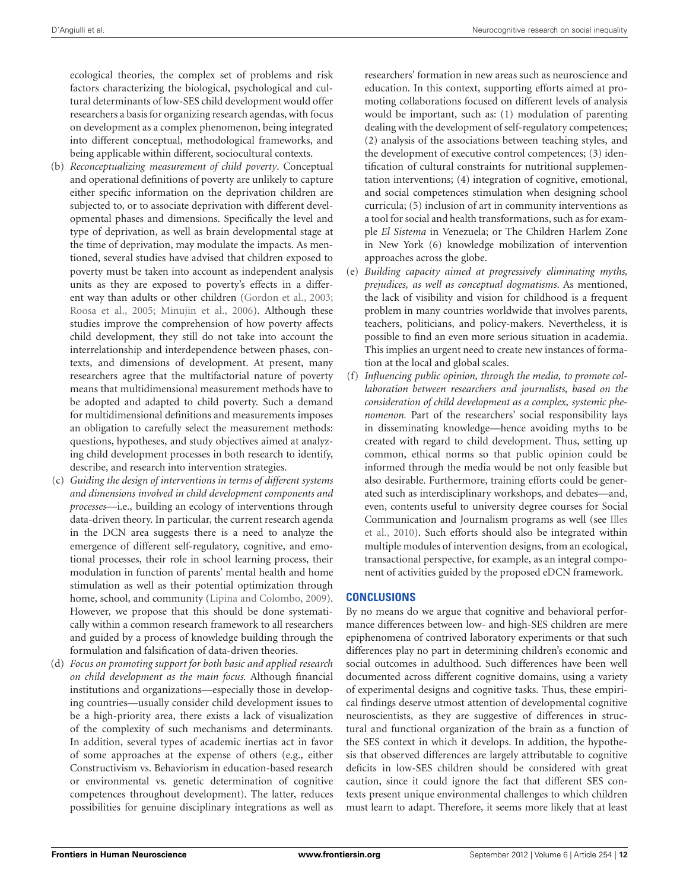ecological theories, the complex set of problems and risk factors characterizing the biological, psychological and cultural determinants of low-SES child development would offer researchers a basis for organizing research agendas, with focus on development as a complex phenomenon, being integrated into different conceptual, methodological frameworks, and being applicable within different, sociocultural contexts.

(b) *Reconceptualizing measurement of child poverty*. Conceptual and operational definitions of poverty are unlikely to capture either specific information on the deprivation children are subjected to, or to associate deprivation with different developmental phases and dimensions. Specifically the level and type of deprivation, as well as brain developmental stage at the time of deprivation, may modulate the impacts. As mentioned, several studies have advised that children exposed to poverty must be taken into account as independent analysis units as they are exposed to poverty's effects in a different way than adults or other children (Gordon et al., 2003; Roosa et al., 2005; Minujin et al., 2006). Although these studies improve the comprehension of how poverty affects child development, they still do not take into account the interrelationship and interdependence between phases, contexts, and dimensions of development. At present, many researchers agree that the multifactorial nature of poverty means that multidimensional measurement methods have to be adopted and adapted to child poverty. Such a demand for multidimensional definitions and measurements imposes an obligation to carefully select the measurement methods: questions, hypotheses, and study objectives aimed at analyzing child development processes in both research to identify, describe, and research into intervention strategies.

(c) *Guiding the design of interventions in terms of different systems and dimensions involved in child development components and processes*—i.e., building an ecology of interventions through data-driven theory. In particular, the current research agenda in the DCN area suggests there is a need to analyze the emergence of different self-regulatory, cognitive, and emotional processes, their role in school learning process, their modulation in function of parents' mental health and home stimulation as well as their potential optimization through home, school, and community (Lipina and Colombo, 2009). However, we propose that this should be done systematically within a common research framework to all researchers and guided by a process of knowledge building through the formulation and falsification of data-driven theories.

(d) *Focus on promoting support for both basic and applied research on child development as the main focus.* Although financial institutions and organizations—especially those in developing countries—usually consider child development issues to be a high-priority area, there exists a lack of visualization of the complexity of such mechanisms and determinants. In addition, several types of academic inertias act in favor of some approaches at the expense of others (e.g., either Constructivism vs. Behaviorism in education-based research or environmental vs. genetic determination of cognitive competences throughout development). The latter, reduces possibilities for genuine disciplinary integrations as well as researchers' formation in new areas such as neuroscience and education. In this context, supporting efforts aimed at promoting collaborations focused on different levels of analysis would be important, such as: (1) modulation of parenting dealing with the development of self-regulatory competences; (2) analysis of the associations between teaching styles, and the development of executive control competences; (3) identification of cultural constraints for nutritional supplementation interventions; (4) integration of cognitive, emotional, and social competences stimulation when designing school curricula; (5) inclusion of art in community interventions as a tool for social and health transformations, such as for example *El Sistema* in Venezuela; or The Children Harlem Zone in New York (6) knowledge mobilization of intervention approaches across the globe.

(e) *Building capacity aimed at progressively eliminating myths, prejudices, as well as conceptual dogmatisms*. As mentioned, the lack of visibility and vision for childhood is a frequent problem in many countries worldwide that involves parents, teachers, politicians, and policy-makers. Nevertheless, it is possible to find an even more serious situation in academia. This implies an urgent need to create new instances of formation at the local and global scales.

(f) *Influencing public opinion, through the media, to promote collaboration between researchers and journalists, based on the consideration of child development as a complex, systemic phenomenon.* Part of the researchers' social responsibility lays in disseminating knowledge—hence avoiding myths to be created with regard to child development. Thus, setting up common, ethical norms so that public opinion could be informed through the media would be not only feasible but also desirable. Furthermore, training efforts could be generated such as interdisciplinary workshops, and debates—and, even, contents useful to university degree courses for Social Communication and Journalism programs as well (see Illes et al., 2010). Such efforts should also be integrated within multiple modules of intervention designs, from an ecological, transactional perspective, for example, as an integral component of activities guided by the proposed eDCN framework.

## CONCLUSIONS

By no means do we argue that cognitive and behavioral performance differences between low- and high-SES children are mere epiphenomena of contrived laboratory experiments or that such differences play no part in determining children's economic and social outcomes in adulthood. Such differences have been well documented across different cognitive domains, using a variety of experimental designs and cognitive tasks. Thus, these empirical findings deserve utmost attention of developmental cognitive neuroscientists, as they are suggestive of differences in structural and functional organization of the brain as a function of the SES context in which it develops. In addition, the hypothesis that observed differences are largely attributable to cognitive deficits in low-SES children should be considered with great caution, since it could ignore the fact that different SES contexts present unique environmental challenges to which children must learn to adapt. Therefore, it seems more likely that at least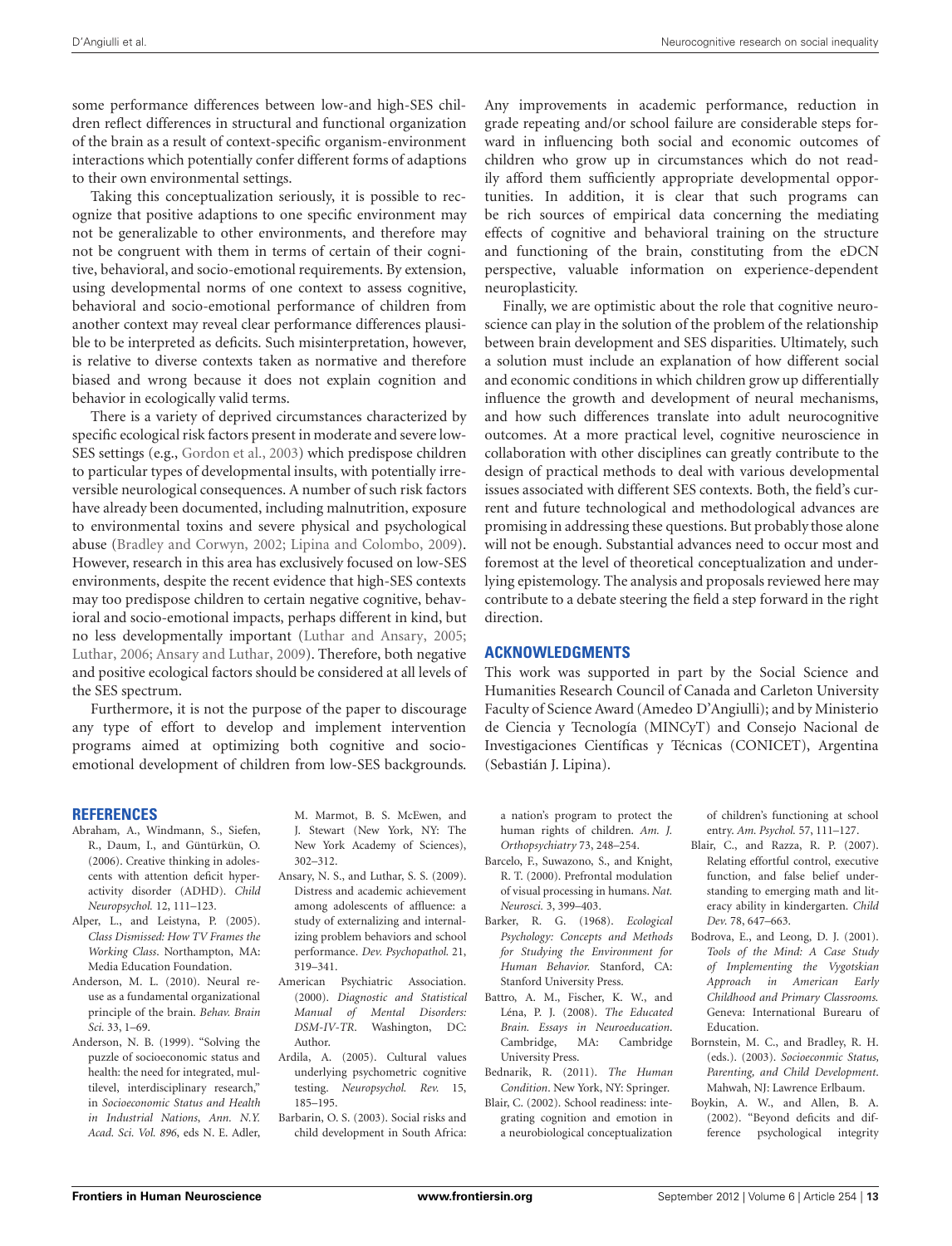some performance differences between low-and high-SES children reflect differences in structural and functional organization of the brain as a result of context-specific organism-environment interactions which potentially confer different forms of adaptions to their own environmental settings.

Taking this conceptualization seriously, it is possible to recognize that positive adaptions to one specific environment may not be generalizable to other environments, and therefore may not be congruent with them in terms of certain of their cognitive, behavioral, and socio-emotional requirements. By extension, using developmental norms of one context to assess cognitive, behavioral and socio-emotional performance of children from another context may reveal clear performance differences plausible to be interpreted as deficits. Such misinterpretation, however, is relative to diverse contexts taken as normative and therefore biased and wrong because it does not explain cognition and behavior in ecologically valid terms.

There is a variety of deprived circumstances characterized by specific ecological risk factors present in moderate and severe low-SES settings (e.g., Gordon et al., 2003) which predispose children to particular types of developmental insults, with potentially irreversible neurological consequences. A number of such risk factors have already been documented, including malnutrition, exposure to environmental toxins and severe physical and psychological abuse (Bradley and Corwyn, 2002; Lipina and Colombo, 2009). However, research in this area has exclusively focused on low-SES environments, despite the recent evidence that high-SES contexts may too predispose children to certain negative cognitive, behavioral and socio-emotional impacts, perhaps different in kind, but no less developmentally important (Luthar and Ansary, 2005; Luthar, 2006; Ansary and Luthar, 2009). Therefore, both negative and positive ecological factors should be considered at all levels of the SES spectrum.

Furthermore, it is not the purpose of the paper to discourage any type of effort to develop and implement intervention programs aimed at optimizing both cognitive and socio-emotional development of children from low-SES backgrounds. Any improvements in academic performance, reduction in grade repeating and/or school failure are considerable steps forward in influencing both social and economic outcomes of children who grow up in circumstances which do not readily afford them sufficiently appropriate developmental opportunities. In addition, it is clear that such programs can be rich sources of empirical data concerning the mediating effects of cognitive and behavioral training on the structure and functioning of the brain, constituting from the eDCN perspective, valuable information on experience-dependent neuroplasticity.

Finally, we are optimistic about the role that cognitive neuroscience can play in the solution of the problem of the relationship between brain development and SES disparities. Ultimately, such a solution must include an explanation of how different social and economic conditions in which children grow up differentially influence the growth and development of neural mechanisms, and how such differences translate into adult neurocognitive outcomes. At a more practical level, cognitive neuroscience in collaboration with other disciplines can greatly contribute to the design of practical methods to deal with various developmental issues associated with different SES contexts. Both, the field's current and future technological and methodological advances are promising in addressing these questions. But probably those alone will not be enough. Substantial advances need to occur most and foremost at the level of theoretical conceptualization and underlying epistemology. The analysis and proposals reviewed here may contribute to a debate steering the field a step forward in the right direction.

## ACKNOWLEDGMENTS

This work was supported in part by the Social Science and Humanities Research Council of Canada and Carleton University Faculty of Science Award (Amedeo D'Angiulli); and by Ministerio de Ciencia y Tecnología (MINCyT) and Consejo Nacional de Investigaciones Científicas y Técnicas (CONICET), Argentina (Sebastián J. Lipina).

## REFERENCES

- Abraham, A., Windmann, S., Siefen, R., Daum, I., and Güntürkün, O. (2006). Creative thinking in adolescents with attention deficit hyperactivity disorder (ADHD). *Child Neuropsychol.* 12, 111–123.
- Alper, L., and Leistyna, P. (2005). *Class Dismissed: How TV Frames the Working Class*. Northampton, MA: Media Education Foundation.
- Anderson, M. L. (2010). Neural reuse as a fundamental organizational principle of the brain. *Behav. Brain Sci.* 33, 1–69.
- Anderson, N. B. (1999). "Solving the puzzle of socioeconomic status and health: the need for integrated, multilevel, interdisciplinary research," in *Socioeconomic Status and Health in Industrial Nations*, *Ann. N.Y. Acad. Sci. Vol. 896*, eds N. E. Adler, M. Marmot, B. S. McEwen, and J. Stewart (New York, NY: The New York Academy of Sciences), 302–312.
- Ansary, N. S., and Luthar, S. S. (2009). Distress and academic achievement among adolescents of affluence: a study of externalizing and internalizing problem behaviors and school performance. *Dev. Psychopathol.* 21, 319–341.
- American Psychiatric Association. (2000). *Diagnostic and Statistical Manual of Mental Disorders: DSM-IV-TR*. Washington, DC: Author.
- Ardila, A. (2005). Cultural values underlying psychometric cognitive testing. *Neuropsychol. Rev.* 15, 185–195.
- Barbarin, O. S. (2003). Social risks and child development in South Africa: a nation's program to protect the human rights of children. *Am. J. Orthopsychiatry* 73, 248–254.
- Barcelo, F., Suwazono, S., and Knight, R. T. (2000). Prefrontal modulation of visual processing in humans. *Nat. Neurosci.* 3, 399–403.
- Barker, R. G. (1968). *Ecological Psychology: Concepts and Methods for Studying the Environment for Human Behavior*. Stanford, CA: Stanford University Press.
- Battro, A. M., Fischer, K. W., and Léna, P. J. (2008). *The Educated Brain. Essays in Neuroeducation*. Cambridge, MA: Cambridge University Press.
- Bednarik, R. (2011). *The Human Condition*. New York, NY: Springer.
- Blair, C. (2002). School readiness: integrating cognition and emotion in a neurobiological conceptualization of children's functioning at school entry. *Am. Psychol.* 57, 111–127.
- Blair, C., and Razza, R. P. (2007). Relating effortful control, executive function, and false belief understanding to emerging math and literacy ability in kindergarten. *Child Dev.* 78, 647–663.
- Bodrova, E., and Leong, D. J. (2001). *Tools of the Mind: A Case Study of Implementing the Vygotskian Approach in American Early Childhood and Primary Classrooms.* Geneva: International Burearu of Education.
- Bornstein, M. C., and Bradley, R. H. (eds.). (2003). *Socioeconmic Status, Parenting, and Child Development*. Mahwah, NJ: Lawrence Erlbaum.
- Boykin, A. W., and Allen, B. A. (2002). "Beyond deficits and difference psychological integrity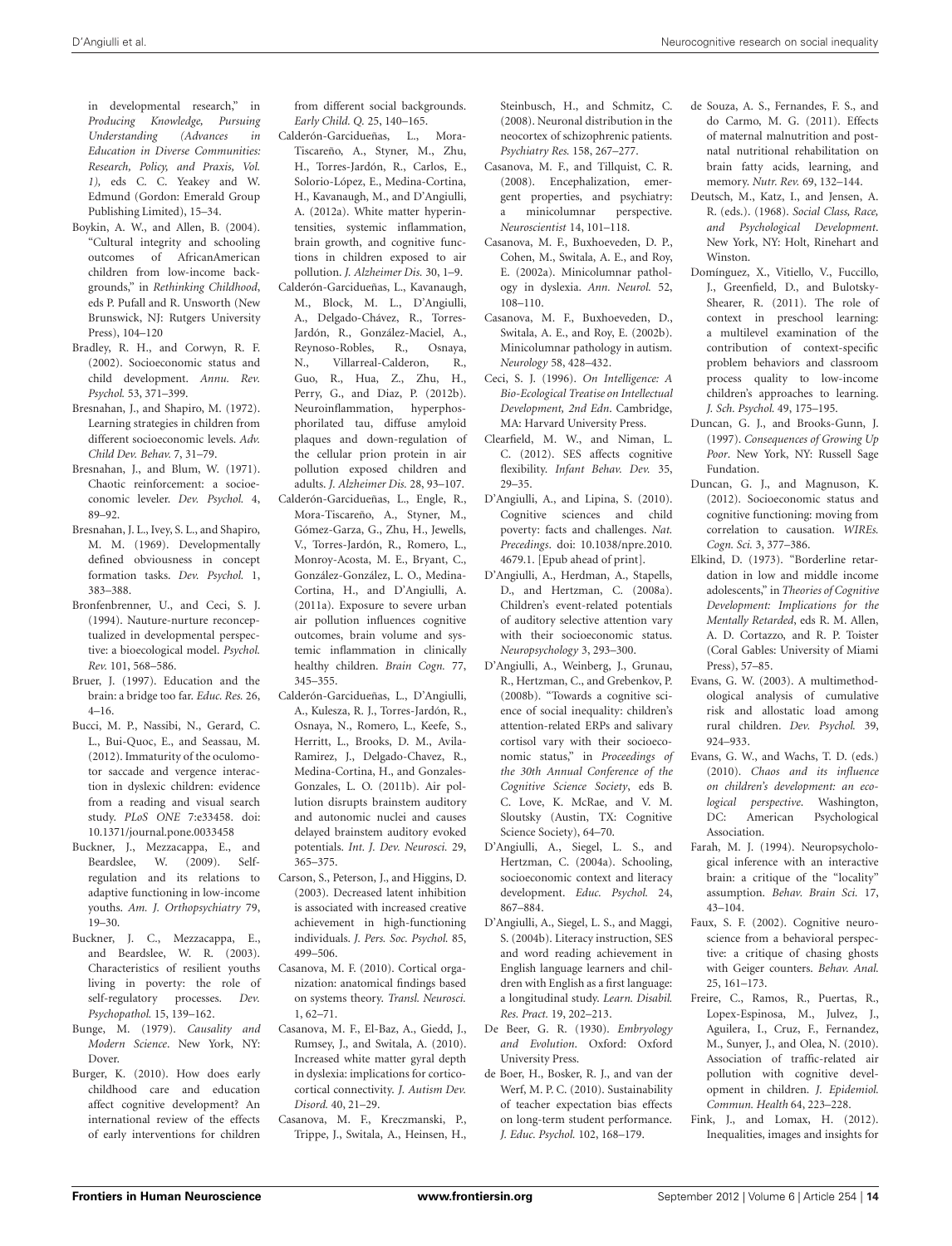in developmental research," in *Producing Knowledge, Pursuing Understanding (Advances in Education in Diverse Communities: Research, Policy, and Praxis, Vol. 1)*, eds C. C. Yeakey and W. Edmund (Gordon: Emerald Group Publishing Limited), 15–34.

Boykin, A. W., and Allen, B. (2004). "Cultural integrity and schooling outcomes of AfricanAmerican children from low-income backgrounds," in *Rethinking Childhood*, eds P. Pufall and R. Unsworth (New Brunswick, NJ: Rutgers University Press), 104–120

Bradley, R. H., and Corwyn, R. F. (2002). Socioeconomic status and child development. *Annu. Rev. Psychol.* 53, 371–399.

Bresnahan, J., and Shapiro, M. (1972). Learning strategies in children from different socioeconomic levels. *Adv. Child Dev. Behav.* 7, 31–79.

Bresnahan, J., and Blum, W. (1971). Chaotic reinforcement: a socioeconomic leveler. *Dev. Psychol.* 4, 89–92.

Bresnahan, J. L., Ivey, S. L., and Shapiro, M. M. (1969). Developmentally defined obviousness in concept formation tasks. *Dev. Psychol.* 1, 383–388.

Bronfenbrenner, U., and Ceci, S. J. (1994). Nauture-nurture reconceptualized in developmental perspective: a bioecological model. *Psychol. Rev.* 101, 568–586.

Bruer, J. (1997). Education and the brain: a bridge too far. *Educ. Res.* 26, 4–16.

Bucci, M. P., Nassibi, N., Gerard, C. L., Bui-Quoc, E., and Seassau, M. (2012). Immaturity of the oculomotor saccade and vergence interaction in dyslexic children: evidence from a reading and visual search study. *PLoS ONE* 7:e33458. doi: 10.1371/journal.pone.0033458

Buckner, J., Mezzacappa, E., and Beardslee, W. (2009). Self-regulation and its relations to adaptive functioning in low-income youths. *Am. J. Orthopsychiatry* 79, 19–30.

Buckner, J. C., Mezzacappa, E., and Beardslee, W. R. (2003). Characteristics of resilient youths living in poverty: the role of self-regulatory processes. *Dev. Psychopathol.* 15, 139–162.

Bunge, M. (1979). *Causality and Modern Science*. New York, NY: Dover.

Burger, K. (2010). How does early childhood care and education affect cognitive development? An international review of the effects of early interventions for children from different social backgrounds. *Early Child. Q.* 25, 140–165.

Calderón-Garcidueñas, L., Mora-Tiscareño, A., Styner, M., Zhu, H., Torres-Jardón, R., Carlos, E., Solorio-López, E., Medina-Cortina, H., Kavanaugh, M., and D'Angiulli, A. (2012a). White matter hyperintensities, systemic inflammation, brain growth, and cognitive functions in children exposed to air pollution. *J. Alzheimer Dis.* 30, 1–9.

Calderón-Garcidueñas, L., Kavanaugh, M., Block, M. L., D'Angiulli, A., Delgado-Chávez, R., Torres-Jardón, R., González-Maciel, A., Reynoso-Robles, R., Osnaya, N., Villarreal-Calderon, R., Guo, R., Hua, Z., Zhu, H., Perry, G., and Diaz, P. (2012b). Neuroinflammation, hyperphosphorilated tau, diffuse amyloid plaques and down-regulation of the cellular prion protein in air pollution exposed children and adults. *J. Alzheimer Dis.* 28, 93–107.

Calderón-Garcidueñas, L., Engle, R., Mora-Tiscareño, A., Styner, M., Gómez-Garza, G., Zhu, H., Jewells, V., Torres-Jardón, R., Romero, L., Monroy-Acosta, M. E., Bryant, C., González-González, L. O., Medina-Cortina, H., and D'Angiulli, A. (2011a). Exposure to severe urban air pollution influences cognitive outcomes, brain volume and systemic inflammation in clinically healthy children. *Brain Cogn.* 77, 345–355.

Calderón-Garcidueñas, L., D'Angiulli, A., Kulesza, R. J., Torres-Jardón, R., Osnaya, N., Romero, L., Keefe, S., Herritt, L., Brooks, D. M., Avila-Ramirez, J., Delgado-Chavez, R., Medina-Cortina, H., and Gonzales-Gonzales, L. O. (2011b). Air pollution disrupts brainstem auditory and autonomic nuclei and causes delayed brainstem auditory evoked potentials. *Int. J. Dev. Neurosci.* 29, 365–375.

Carson, S., Peterson, J., and Higgins, D. (2003). Decreased latent inhibition is associated with increased creative achievement in high-functioning individuals. *J. Pers. Soc. Psychol.* 85, 499–506.

Casanova, M. F. (2010). Cortical organization: anatomical findings based on systems theory. *Transl. Neurosci.* 1, 62–71.

Casanova, M. F., El-Baz, A., Giedd, J., Rumsey, J., and Switala, A. (2010). Increased white matter gyral depth in dyslexia: implications for corticocortical connectivity. *J. Autism Dev. Disord.* 40, 21–29.

Casanova, M. F., Kreczmanski, P., Trippe, J., Switala, A., Heinsen, H., Steinbusch, H., and Schmitz, C. (2008). Neuronal distribution in the neocortex of schizophrenic patients. *Psychiatry Res.* 158, 267–277.

Casanova, M. F., and Tillquist, C. R. (2008). Encephalization, emergent properties, and psychiatry: a minicolumnar perspective. *Neuroscientist* 14, 101–118.

Casanova, M. F., Buxhoeveden, D. P., Cohen, M., Switala, A. E., and Roy, E. (2002a). Minicolumnar pathology in dyslexia. *Ann. Neurol.* 52, 108–110.

Casanova, M. F., Buxhoeveden, D., Switala, A. E., and Roy, E. (2002b). Minicolumnar pathology in autism. *Neurology* 58, 428–432.

Ceci, S. J. (1996). *On Intelligence: A Bio-Ecological Treatise on Intellectual Development, 2nd Edn*. Cambridge, MA: Harvard University Press.

Clearfield, M. W., and Niman, L. C. (2012). SES affects cognitive flexibility. *Infant Behav. Dev.* 35, 29–35.

D'Angiulli, A., and Lipina, S. (2010). Cognitive sciences and child poverty: facts and challenges. *Nat. Precedings*. doi: 10.1038/npre.2010. 4679.1. [Epub ahead of print].

D'Angiulli, A., Herdman, A., Stapells, D., and Hertzman, C. (2008a). Children's event-related potentials of auditory selective attention vary with their socioeconomic status. *Neuropsychology* 3, 293–300.

D'Angiulli, A., Weinberg, J., Grunau, R., Hertzman, C., and Grebenkov, P. (2008b). "Towards a cognitive science of social inequality: children's attention-related ERPs and salivary cortisol vary with their socioeconomic status," in *Proceedings of the 30th Annual Conference of the Cognitive Science Society*, eds B. C. Love, K. McRae, and V. M. Sloutsky (Austin, TX: Cognitive Science Society), 64–70.

D'Angiulli, A., Siegel, L. S., and Hertzman, C. (2004a). Schooling, socioeconomic context and literacy development. *Educ. Psychol.* 24, 867–884.

D'Angiulli, A., Siegel, L. S., and Maggi, S. (2004b). Literacy instruction, SES and word reading achievement in English language learners and children with English as a first language: a longitudinal study. *Learn. Disabil. Res. Pract.* 19, 202–213.

De Beer, G. R. (1930). *Embryology and Evolution*. Oxford: Oxford University Press.

de Boer, H., Bosker, R. J., and van der Werf, M. P. C. (2010). Sustainability of teacher expectation bias effects on long-term student performance. *J. Educ. Psychol.* 102, 168–179.

de Souza, A. S., Fernandes, F. S., and do Carmo, M. G. (2011). Effects of maternal malnutrition and postnatal nutritional rehabilitation on brain fatty acids, learning, and memory. *Nutr. Rev.* 69, 132–144.

Deutsch, M., Katz, I., and Jensen, A. R. (eds.). (1968). *Social Class, Race, and Psychological Development*. New York, NY: Holt, Rinehart and Winston.

Domínguez, X., Vitiello, V., Fuccillo, J., Greenfield, D., and Bulotsky-Shearer, R. (2011). The role of context in preschool learning: a multilevel examination of the contribution of context-specific problem behaviors and classroom process quality to low-income children's approaches to learning. *J. Sch. Psychol.* 49, 175–195.

Duncan, G. J., and Brooks-Gunn, J. (1997). *Consequences of Growing Up Poor*. New York, NY: Russell Sage Fundation.

Duncan, G. J., and Magnuson, K. (2012). Socioeconomic status and cognitive functioning: moving from correlation to causation. *WIREs. Cogn. Sci.* 3, 377–386.

Elkind, D. (1973). "Borderline retardation in low and middle income adolescents," in *Theories of Cognitive Development: Implications for the Mentally Retarded*, eds R. M. Allen, A. D. Cortazzo, and R. P. Toister (Coral Gables: University of Miami Press), 57–85.

Evans, G. W. (2003). A multimethodological analysis of cumulative risk and allostatic load among rural children. *Dev. Psychol.* 39, 924–933.

Evans, G. W., and Wachs, T. D. (eds.) (2010). *Chaos and its influence on children's development: an ecological perspective*. Washington, DC: American Psychological Association.

Farah, M. J. (1994). Neuropsychological inference with an interactive brain: a critique of the "locality" assumption. *Behav. Brain Sci.* 17, 43–104.

Faux, S. F. (2002). Cognitive neuroscience from a behavioral perspective: a critique of chasing ghosts with Geiger counters. *Behav. Anal.* 25, 161–173.

Freire, C., Ramos, R., Puertas, R., Lopex-Espinosa, M., Julvez, J., Aguilera, I., Cruz, F., Fernandez, M., Sunyer, J., and Olea, N. (2010). Association of traffic-related air pollution with cognitive development in children. *J. Epidemiol. Commun. Health* 64, 223–228.

Fink, J., and Lomax, H. (2012). Inequalities, images and insights for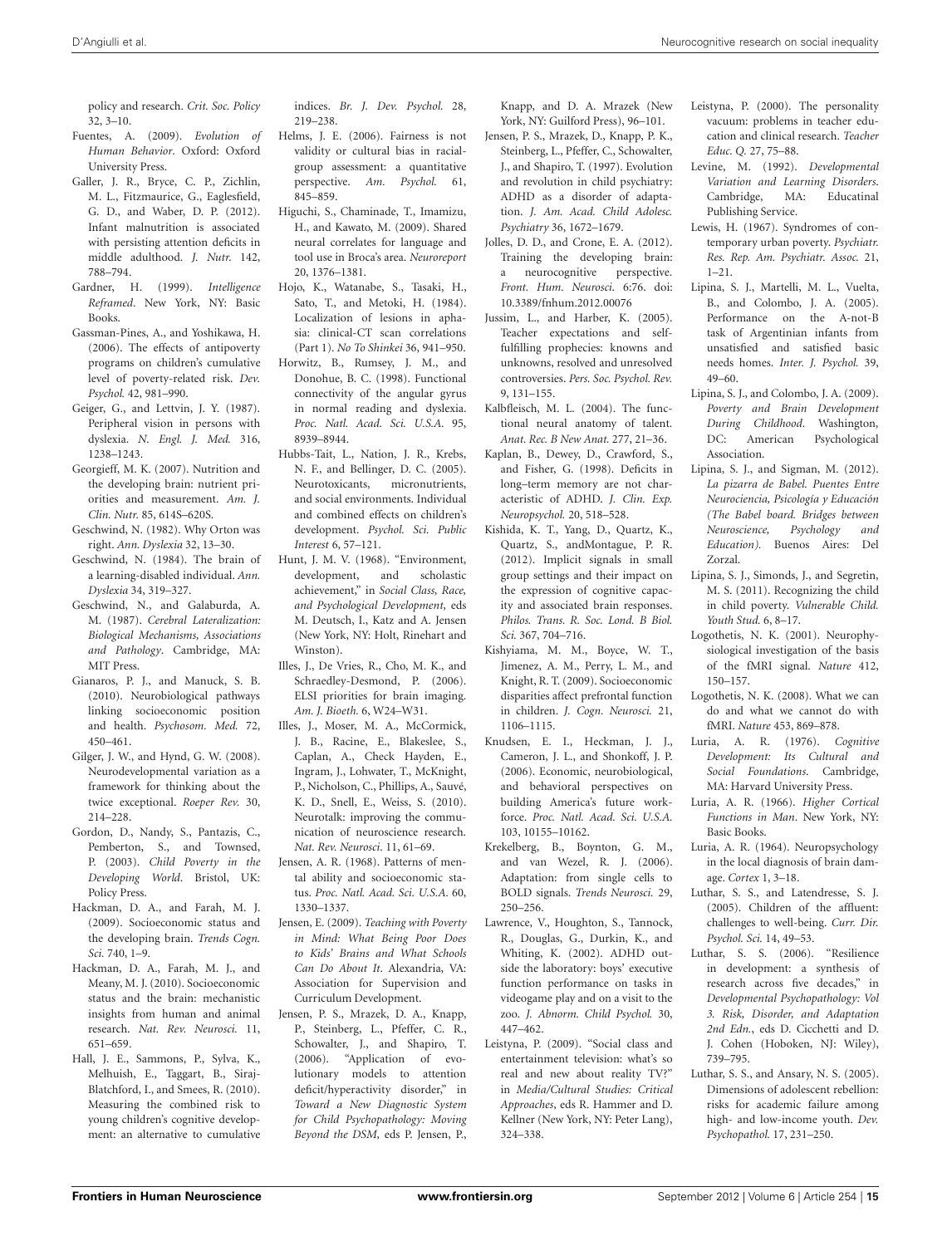policy and research. *Crit. Soc. Policy* 32, 3–10.

Fuentes, A. (2009). *Evolution of Human Behavior*. Oxford: Oxford University Press.

Galler, J. R., Bryce, C. P., Zichlin, M. L., Fitzmaurice, G., Eaglesfield, G. D., and Waber, D. P. (2012). Infant malnutrition is associated with persisting attention deficits in middle adulthood. *J. Nutr.* 142, 788–794.

Gardner, H. (1999). *Intelligence Reframed*. New York, NY: Basic Books.

Gassman-Pines, A., and Yoshikawa, H. (2006). The effects of antipoverty programs on children's cumulative level of poverty-related risk. *Dev. Psychol.* 42, 981–990.

Geiger, G., and Lettvin, J. Y. (1987). Peripheral vision in persons with dyslexia. *N. Engl. J. Med.* 316, 1238–1243.

Georgieff, M. K. (2007). Nutrition and the developing brain: nutrient priorities and measurement. *Am. J. Clin. Nutr.* 85, 614S–620S.

Geschwind, N. (1982). Why Orton was right. *Ann. Dyslexia* 32, 13–30.

Geschwind, N. (1984). The brain of a learning-disabled individual. *Ann. Dyslexia* 34, 319–327.

Geschwind, N., and Galaburda, A. M. (1987). *Cerebral Lateralization: Biological Mechanisms, Associations and Pathology*. Cambridge, MA: MIT Press.

Gianaros, P. J., and Manuck, S. B. (2010). Neurobiological pathways linking socioeconomic position and health. *Psychosom. Med.* 72, 450–461.

Gilger, J. W., and Hynd, G. W. (2008). Neurodevelopmental variation as a framework for thinking about the twice exceptional. *Roeper Rev.* 30, 214–228.

Gordon, D., Nandy, S., Pantazis, C., Pemberton, S., and Townsed, P. (2003). *Child Poverty in the Developing World*. Bristol, UK: Policy Press.

Hackman, D. A., and Farah, M. J. (2009). Socioeconomic status and the developing brain. *Trends Cogn. Sci.* 740, 1–9.

Hackman, D. A., Farah, M. J., and Meany, M. J. (2010). Socioeconomic status and the brain: mechanistic insights from human and animal research. *Nat. Rev. Neurosci.* 11, 651–659.

Hall, J. E., Sammons, P., Sylva, K., Melhuish, E., Taggart, B., Siraj-Blatchford, I., and Smees, R. (2010). Measuring the combined risk to young children's cognitive development: an alternative to cumulative indices. *Br. J. Dev. Psychol.* 28, 219–238.

Helms, J. E. (2006). Fairness is not validity or cultural bias in racial-group assessment: a quantitative perspective. *Am. Psychol.* 61, 845–859.

Higuchi, S., Chaminade, T., Imamizu, H., and Kawato, M. (2009). Shared neural correlates for language and tool use in Broca's area. *Neuroreport* 20, 1376–1381.

Hojo, K., Watanabe, S., Tasaki, H., Sato, T., and Metoki, H. (1984). Localization of lesions in aphasia: clinical-CT scan correlations (Part 1). *No To Shinkei* 36, 941–950.

Horwitz, B., Rumsey, J. M., and Donohue, B. C. (1998). Functional connectivity of the angular gyrus in normal reading and dyslexia. *Proc. Natl. Acad. Sci. U.S.A.* 95, 8939–8944.

Hubbs-Tait, L., Nation, J. R., Krebs, N. F., and Bellinger, D. C. (2005). Neurotoxicants, micronutrients, and social environments. Individual and combined effects on children's development. *Psychol. Sci. Public Interest* 6, 57–121.

Hunt, J. M. V. (1968). "Environment, development, and scholastic achievement," in *Social Class, Race, and Psychological Development*, eds M. Deutsch, I., Katz and A. Jensen (New York, NY: Holt, Rinehart and Winston).

Illes, J., De Vries, R., Cho, M. K., and Schraedley-Desmond, P. (2006). ELSI priorities for brain imaging. *Am. J. Bioeth.* 6, W24–W31.

Illes, J., Moser, M. A., McCormick, J. B., Racine, E., Blakeslee, S., Caplan, A., Check Hayden, E., Ingram, J., Lohwater, T., McKnight, P., Nicholson, C., Phillips, A., Sauvé, K. D., Snell, E., Weiss, S. (2010). Neurotalk: improving the communication of neuroscience research. *Nat. Rev. Neurosci.* 11, 61–69.

Jensen, A. R. (1968). Patterns of mental ability and socioeconomic status. *Proc. Natl. Acad. Sci. U.S.A.* 60, 1330–1337.

Jensen, E. (2009). *Teaching with Poverty in Mind: What Being Poor Does to Kids' Brains and What Schools Can Do About It*. Alexandria, VA: Association for Supervision and Curriculum Development.

Jensen, P. S., Mrazek, D. A., Knapp, P., Steinberg, L., Pfeffer, C. R., Schowalter, J., and Shapiro, T. (2006). "Application of evolutionary models to attention deficit/hyperactivity disorder," in *Toward a New Diagnostic System for Child Psychopathology: Moving Beyond the DSM*, eds P. Jensen, P., Knapp, and D. A. Mrazek (New York, NY: Guilford Press), 96–101.

Jensen, P. S., Mrazek, D., Knapp, P. K., Steinberg, L., Pfeffer, C., Schowalter, J., and Shapiro, T. (1997). Evolution and revolution in child psychiatry: ADHD as a disorder of adaptation. *J. Am. Acad. Child Adolesc. Psychiatry* 36, 1672–1679.

Jolles, D. D., and Crone, E. A. (2012). Training the developing brain: a neurocognitive perspective. *Front. Hum. Neurosci.* 6:76. doi: 10.3389/fnhum.2012.00076

Jussim, L., and Harber, K. (2005). Teacher expectations and self-fulfilling prophecies: knowns and unknowns, resolved and unresolved controversies. *Pers. Soc. Psychol. Rev.* 9, 131–155.

Kalbfleisch, M. L. (2004). The functional neural anatomy of talent. *Anat. Rec. B New Anat.* 277, 21–36.

Kaplan, B., Dewey, D., Crawford, S., and Fisher, G. (1998). Deficits in long–term memory are not characteristic of ADHD. *J. Clin. Exp. Neuropsychol.* 20, 518–528.

Kishida, K. T., Yang, D., Quartz, K., Quartz, S., andMontague, P. R. (2012). Implicit signals in small group settings and their impact on the expression of cognitive capacity and associated brain responses. *Philos. Trans. R. Soc. Lond. B Biol. Sci.* 367, 704–716.

Kishyiama, M. M., Boyce, W. T., Jimenez, A. M., Perry, L. M., and Knight, R. T. (2009). Socioeconomic disparities affect prefrontal function in children. *J. Cogn. Neurosci.* 21, 1106–1115.

Knudsen, E. I., Heckman, J. J., Cameron, J. L., and Shonkoff, J. P. (2006). Economic, neurobiological, and behavioral perspectives on building America's future workforce. *Proc. Natl. Acad. Sci. U.S.A.* 103, 10155–10162.

Krekelberg, B., Boynton, G. M., and van Wezel, R. J. (2006). Adaptation: from single cells to BOLD signals. *Trends Neurosci.* 29, 250–256.

Lawrence, V., Houghton, S., Tannock, R., Douglas, G., Durkin, K., and Whiting, K. (2002). ADHD outside the laboratory: boys' executive function performance on tasks in videogame play and on a visit to the zoo. *J. Abnorm. Child Psychol.* 30, 447–462.

Leistyna, P. (2009). "Social class and entertainment television: what's so real and new about reality TV?" in *Media/Cultural Studies: Critical Approaches*, eds R. Hammer and D. Kellner (New York, NY: Peter Lang), 324–338.

Leistyna, P. (2000). The personality vacuum: problems in teacher education and clinical research. *Teacher Educ. Q.* 27, 75–88.

Levine, M. (1992). *Developmental Variation and Learning Disorders*. Cambridge, MA: Educatinal Publishing Service.

Lewis, H. (1967). Syndromes of contemporary urban poverty. *Psychiatr. Res. Rep. Am. Psychiatr. Assoc.* 21, 1–21.

Lipina, S. J., Martelli, M. L., Vuelta, B., and Colombo, J. A. (2005). Performance on the A-not-B task of Argentinian infants from unsatisfied and satisfied basic needs homes. *Inter. J. Psychol.* 39, 49–60.

Lipina, S. J., and Colombo, J. A. (2009). *Poverty and Brain Development During Childhood*. Washington, DC: American Psychological Association.

Lipina, S. J., and Sigman, M. (2012). *La pizarra de Babel. Puentes Entre Neurociencia, Psicología y Educación (The Babel board. Bridges between Neuroscience, Psychology and Education)*. Buenos Aires: Del Zorzal.

Lipina, S. J., Simonds, J., and Segretin, M. S. (2011). Recognizing the child in child poverty. *Vulnerable Child. Youth Stud.* 6, 8–17.

Logothetis, N. K. (2001). Neurophysiological investigation of the basis of the fMRI signal. *Nature* 412, 150–157.

Logothetis, N. K. (2008). What we can do and what we cannot do with fMRI. *Nature* 453, 869–878.

Luria, A. R. (1976). *Cognitive Development: Its Cultural and Social Foundations*. Cambridge, MA: Harvard University Press.

Luria, A. R. (1966). *Higher Cortical Functions in Man*. New York, NY: Basic Books.

Luria, A. R. (1964). Neuropsychology in the local diagnosis of brain damage. *Cortex* 1, 3–18.

Luthar, S. S., and Latendresse, S. J. (2005). Children of the affluent: challenges to well-being. *Curr. Dir. Psychol. Sci.* 14, 49–53.

Luthar, S. S. (2006). "Resilience in development: a synthesis of research across five decades," in *Developmental Psychopathology: Vol 3. Risk, Disorder, and Adaptation 2nd Edn.*, eds D. Cicchetti and D. J. Cohen (Hoboken, NJ: Wiley), 739–795.

Luthar, S. S., and Ansary, N. S. (2005). Dimensions of adolescent rebellion: risks for academic failure among high- and low-income youth. *Dev. Psychopathol.* 17, 231–250.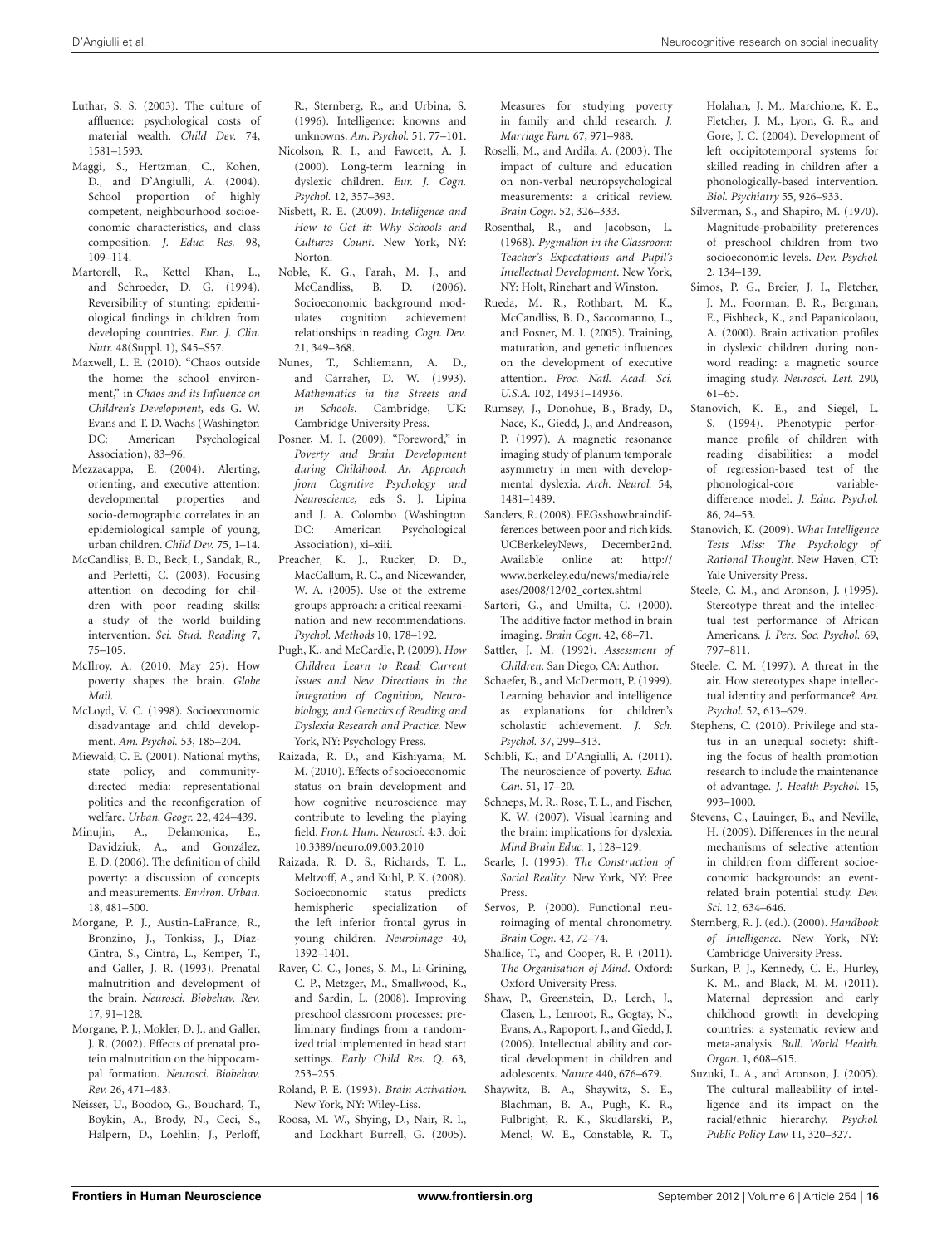Luthar, S. S. (2003). The culture of affluence: psychological costs of material wealth. *Child Dev.* 74, 1581–1593.

Maggi, S., Hertzman, C., Kohen, D., and D'Angiulli, A. (2004). School proportion of highly competent, neighbourhood socioeconomic characteristics, and class composition. *J. Educ. Res.* 98, 109–114.

Martorell, R., Kettel Khan, L., and Schroeder, D. G. (1994). Reversibility of stunting: epidemiological findings in children from developing countries. *Eur. J. Clin. Nutr.* 48(Suppl. 1), S45–S57.

Maxwell, L. E. (2010). "Chaos outside the home: the school environment," in *Chaos and its Influence on Children's Development,* eds G. W. Evans and T. D. Wachs (Washington DC: American Psychological Association), 83–96.

Mezzacappa, E. (2004). Alerting, orienting, and executive attention: developmental properties and socio-demographic correlates in an epidemiological sample of young, urban children. *Child Dev.* 75, 1–14.

McCandliss, B. D., Beck, I., Sandak, R., and Perfetti, C. (2003). Focusing attention on decoding for children with poor reading skills: a study of the world building intervention. *Sci. Stud. Reading* 7, 75–105.

McIlroy, A. (2010, May 25). How poverty shapes the brain. *Globe Mail*.

McLoyd, V. C. (1998). Socioeconomic disadvantage and child development. *Am. Psychol.* 53, 185–204.

Miewald, C. E. (2001). National myths, state policy, and community-directed media: representational politics and the reconfiguration of welfare. *Urban. Geogr.* 22, 424–439.

Minujin, A., Delamonica, E., Davidziuk, A., and González, E. D. (2006). The definition of child poverty: a discussion of concepts and measurements. *Environ. Urban.* 18, 481–500.

Morgane, P. J., Austin-LaFrance, R., Bronzino, J., Tonkiss, J., Díaz-Cintra, S., Cintra, L., Kemper, T., and Galler, J. R. (1993). Prenatal malnutrition and development of the brain. *Neurosci. Biobehav. Rev.* 17, 91–128.

Morgane, P. J., Mokler, D. J., and Galler, J. R. (2002). Effects of prenatal protein malnutrition on the hippocampal formation. *Neurosci. Biobehav. Rev.* 26, 471–483.

Neisser, U., Boodoo, G., Bouchard, T., Boykin, A., Brody, N., Ceci, S., Halpern, D., Loehlin, J., Perloff, R., Sternberg, R., and Urbina, S. (1996). Intelligence: knowns and unknowns. *Am. Psychol.* 51, 77–101.

Nicolson, R. I., and Fawcett, A. J. (2000). Long-term learning in dyslexic children. *Eur. J. Cogn. Psychol.* 12, 357–393.

Nisbett, R. E. (2009). *Intelligence and How to Get it: Why Schools and Cultures Count*. New York, NY: Norton.

Noble, K. G., Farah, M. J., and McCandliss, B. D. (2006). Socioeconomic background modulates cognition achievement relationships in reading. *Cogn. Dev.* 21, 349–368.

Nunes, T., Schliemann, A. D., and Carraher, D. W. (1993). *Mathematics in the Streets and in Schools*. Cambridge, UK: Cambridge University Press.

Posner, M. I. (2009). "Foreword," in *Poverty and Brain Development during Childhood. An Approach from Cognitive Psychology and Neuroscience,* eds S. J. Lipina and J. A. Colombo (Washington DC: American Psychological Association), xi–xiii.

Preacher, K. J., Rucker, D. D., MacCallum, R. C., and Nicewander, W. A. (2005). Use of the extreme groups approach: a critical reexamination and new recommendations. *Psychol. Methods* 10, 178–192.

Pugh, K., and McCardle, P. (2009). *How Children Learn to Read: Current Issues and New Directions in the Integration of Cognition, Neurobiology, and Genetics of Reading and Dyslexia Research and Practice.* New York, NY: Psychology Press.

Raizada, R. D., and Kishiyama, M. M. (2010). Effects of socioeconomic status on brain development and how cognitive neuroscience may contribute to leveling the playing field. *Front. Hum. Neurosci.* 4:3. doi: 10.3389/neuro.09.003.2010

Raizada, R. D. S., Richards, T. L., Meltzoff, A., and Kuhl, P. K. (2008). Socioeconomic status predicts hemispheric specialization of the left inferior frontal gyrus in young children. *Neuroimage* 40, 1392–1401.

Raver, C. C., Jones, S. M., Li-Grining, C. P., Metzger, M., Smallwood, K., and Sardin, L. (2008). Improving preschool classroom processes: preliminary findings from a randomized trial implemented in head start settings. *Early Child Res. Q.* 63, 253–255.

Roland, P. E. (1993). *Brain Activation*. New York, NY: Wiley-Liss.

Roosa, M. W., Shying, D., Nair, R. l., and Lockhart Burrell, G. (2005). Measures for studying poverty in family and child research. *J. Marriage Fam.* 67, 971–988.

Roselli, M., and Ardila, A. (2003). The impact of culture and education on non-verbal neuropsychological measurements: a critical review. *Brain Cogn.* 52, 326–333.

Rosenthal, R., and Jacobson, L. (1968). *Pygmalion in the Classroom: Teacher's Expectations and Pupil's Intellectual Development*. New York, NY: Holt, Rinehart and Winston.

Rueda, M. R., Rothbart, M. K., McCandliss, B. D., Saccomanno, L., and Posner, M. I. (2005). Training, maturation, and genetic influences on the development of executive attention. *Proc. Natl. Acad. Sci. U.S.A.* 102, 14931–14936.

Rumsey, J., Donohue, B., Brady, D., Nace, K., Giedd, J., and Andreason, P. (1997). A magnetic resonance imaging study of planum temporale asymmetry in men with developmental dyslexia. *Arch. Neurol.* 54, 1481–1489.

Sanders, R. (2008). EEGs show brain differences between poor and rich kids. UCBerkeleyNews, December 2nd. Available online at: http://www.berkeley.edu/news/media/releases/2008/12/02_cortex.shtml

Sartori, G., and Umilta, C. (2000). The additive factor method in brain imaging. *Brain Cogn.* 42, 68–71.

Sattler, J. M. (1992). *Assessment of Children*. San Diego, CA: Author.

Schaefer, B., and McDermott, P. (1999). Learning behavior and intelligence as explanations for children's scholastic achievement. *J. Sch. Psychol.* 37, 299–313.

Schibli, K., and D'Angiulli, A. (2011). The neuroscience of poverty. *Educ. Can.* 51, 17–20.

Schneps, M. R., Rose, T. L., and Fischer, K. W. (2007). Visual learning and the brain: implications for dyslexia. *Mind Brain Educ.* 1, 128–129.

Searle, J. (1995). *The Construction of Social Reality*. New York, NY: Free Press.

Servos, P. (2000). Functional neuroimaging of mental chronometry. *Brain Cogn.* 42, 72–74.

Shallice, T., and Cooper, R. P. (2011). *The Organisation of Mind*. Oxford: Oxford University Press.

Shaw, P., Greenstein, D., Lerch, J., Clasen, L., Lenroot, R., Gogtay, N., Evans, A., Rapoport, J., and Giedd, J. (2006). Intellectual ability and cortical development in children and adolescents. *Nature* 440, 676–679.

Shaywitz, B. A., Shaywitz, S. E., Blachman, B. A., Pugh, K. R., Fulbright, R. K., Skudlarski, P., Mencl, W. E., Constable, R. T., Holahan, J. M., Marchione, K. E., Fletcher, J. M., Lyon, G. R., and Gore, J. C. (2004). Development of left occipitotemporal systems for skilled reading in children after a phonologically-based intervention. *Biol. Psychiatry* 55, 926–933.

Silverman, S., and Shapiro, M. (1970). Magnitude-probability preferences of preschool children from two socioeconomic levels. *Dev. Psychol.* 2, 134–139.

Simos, P. G., Breier, J. I., Fletcher, J. M., Foorman, B. R., Bergman, E., Fishbeck, K., and Papanicolaou, A. (2000). Brain activation profiles in dyslexic children during nonword reading: a magnetic source imaging study. *Neurosci. Lett.* 290, 61–65.

Stanovich, K. E., and Siegel, L. S. (1994). Phenotypic performance profile of children with reading disabilities: a model of regression-based test of the phonological-core variable-difference model. *J. Educ. Psychol.* 86, 24–53.

Stanovich, K. (2009). *What Intelligence Tests Miss: The Psychology of Rational Thought*. New Haven, CT: Yale University Press.

Steele, C. M., and Aronson, J. (1995). Stereotype threat and the intellectual test performance of African Americans. *J. Pers. Soc. Psychol.* 69, 797–811.

Steele, C. M. (1997). A threat in the air. How stereotypes shape intellectual identity and performance? *Am. Psychol.* 52, 613–629.

Stephens, C. (2010). Privilege and status in an unequal society: shifting the focus of health promotion research to include the maintenance of advantage. *J. Health Psychol.* 15, 993–1000.

Stevens, C., Lauinger, B., and Neville, H. (2009). Differences in the neural mechanisms of selective attention in children from different socioeconomic backgrounds: an event-related brain potential study. *Dev. Sci.* 12, 634–646.

Sternberg, R. J. (ed.). (2000). *Handbook of Intelligence*. New York, NY: Cambridge University Press.

Surkan, P. J., Kennedy, C. E., Hurley, K. M., and Black, M. M. (2011). Maternal depression and early childhood growth in developing countries: a systematic review and meta-analysis. *Bull. World Health. Organ.* 1, 608–615.

Suzuki, L. A., and Aronson, J. (2005). The cultural malleability of intelligence and its impact on the racial/ethnic hierarchy. *Psychol. Public Policy Law* 11, 320–327.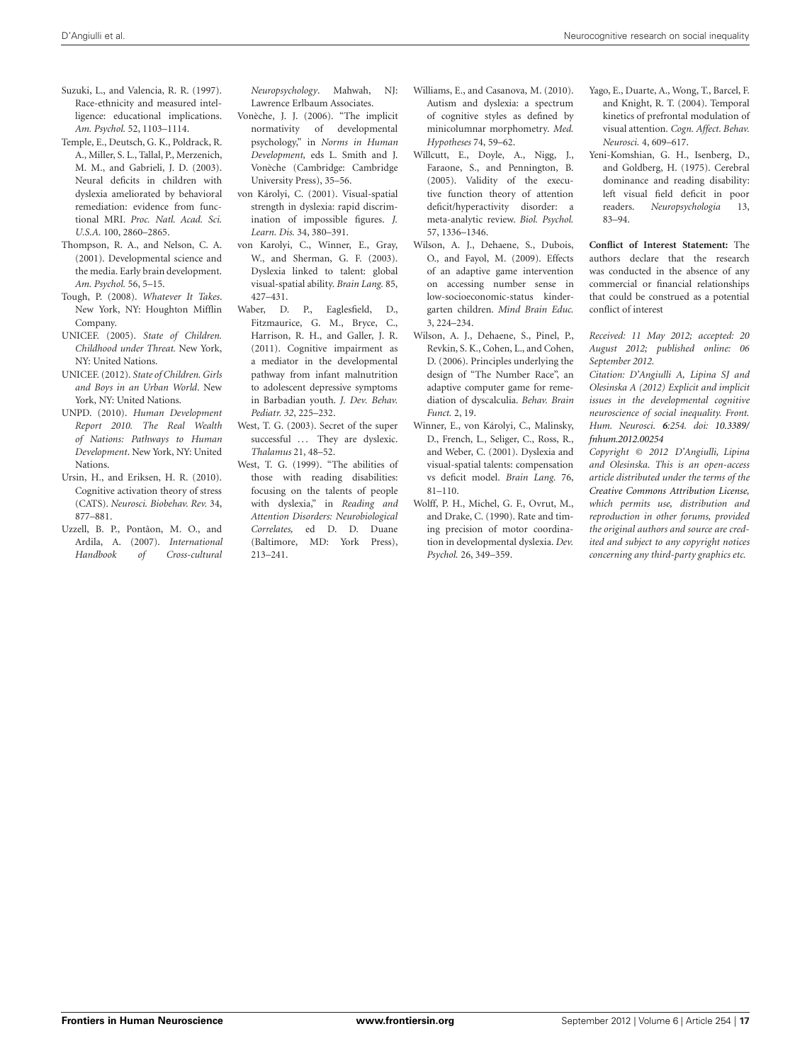Suzuki, L., and Valencia, R. R. (1997). Race-ethnicity and measured intelligence: educational implications. *Am. Psychol.* 52, 1103–1114.

Temple, E., Deutsch, G. K., Poldrack, R. A., Miller, S. L., Tallal, P., Merzenich, M. M., and Gabrieli, J. D. (2003). Neural deficits in children with dyslexia ameliorated by behavioral remediation: evidence from functional MRI. *Proc. Natl. Acad. Sci. U.S.A.* 100, 2860–2865.

Thompson, R. A., and Nelson, C. A. (2001). Developmental science and the media. Early brain development. *Am. Psychol.* 56, 5–15.

Tough, P. (2008). *Whatever It Takes*. New York, NY: Houghton Mifflin Company.

UNICEF. (2005). *State of Children. Childhood under Threat*. New York, NY: United Nations.

UNICEF. (2012). *State of Children. Girls and Boys in an Urban World*. New York, NY: United Nations.

UNPD. (2010). *Human Development Report 2010. The Real Wealth of Nations: Pathways to Human Development*. New York, NY: United Nations.

Ursin, H., and Eriksen, H. R. (2010). Cognitive activation theory of stress (CATS). *Neurosci. Biobehav. Rev.* 34, 877–881.

Uzzell, B. P., Pontâon, M. O., and Ardila, A. (2007). *International Handbook of Cross-cultural Neuropsychology*. Mahwah, NJ: Lawrence Erlbaum Associates.

Vonèche, J. J. (2006). "The implicit normativity of developmental psychology," in *Norms in Human Development*, eds L. Smith and J. Vonèche (Cambridge: Cambridge University Press), 35–56.

von Károlyi, C. (2001). Visual-spatial strength in dyslexia: rapid discrimination of impossible figures. *J. Learn. Dis.* 34, 380–391.

von Karolyi, C., Winner, E., Gray, W., and Sherman, G. F. (2003). Dyslexia linked to talent: global visual-spatial ability. *Brain Lang.* 85, 427–431.

Waber, D. P., Eaglesfield, D., Fitzmaurice, G. M., Bryce, C., Harrison, R. H., and Galler, J. R. (2011). Cognitive impairment as a mediator in the developmental pathway from infant malnutrition to adolescent depressive symptoms in Barbadian youth. *J. Dev. Behav. Pediatr.* 32, 225–232.

West, T. G. (2003). Secret of the super successful ... They are dyslexic. *Thalamus* 21, 48–52.

West, T. G. (1999). "The abilities of those with reading disabilities: focusing on the talents of people with dyslexia," in *Reading and Attention Disorders: Neurobiological Correlates,* ed D. D. Duane (Baltimore, MD: York Press), 213–241.

Williams, E., and Casanova, M. (2010). Autism and dyslexia: a spectrum of cognitive styles as defined by minicolumnar morphometry. *Med. Hypotheses* 74, 59–62.

Willcutt, E., Doyle, A., Nigg, J., Faraone, S., and Pennington, B. (2005). Validity of the executive function theory of attention deficit/hyperactivity disorder: a meta-analytic review. *Biol. Psychol.* 57, 1336–1346.

Wilson, A. J., Dehaene, S., Dubois, O., and Fayol, M. (2009). Effects of an adaptive game intervention on accessing number sense in low-socioeconomic-status kindergarten children. *Mind Brain Educ.* 3, 224–234.

Wilson, A. J., Dehaene, S., Pinel, P., Revkin, S. K., Cohen, L., and Cohen, D. (2006). Principles underlying the design of "The Number Race", an adaptive computer game for remediation of dyscalculia. *Behav. Brain Funct.* 2, 19.

Winner, E., von Károlyi, C., Malinsky, D., French, L., Seliger, C., Ross, R., and Weber, C. (2001). Dyslexia and visual-spatial talents: compensation vs deficit model. *Brain Lang.* 76, 81–110.

Wolff, P. H., Michel, G. F., Ovrut, M., and Drake, C. (1990). Rate and timing precision of motor coordination in developmental dyslexia. *Dev. Psychol.* 26, 349–359.

Yago, E., Duarte, A., Wong, T., Barcel, F. and Knight, R. T. (2004). Temporal kinetics of prefrontal modulation of visual attention. *Cogn. Affect. Behav. Neurosci.* 4, 609–617.

Yeni-Komshian, G. H., Isenberg, D., and Goldberg, H. (1975). Cerebral dominance and reading disability: left visual field deficit in poor readers. *Neuropsychologia* 13, 83–94.

**Conflict of Interest Statement:** The authors declare that the research was conducted in the absence of any commercial or financial relationships that could be construed as a potential conflict of interest

*Received: 11 May 2012; accepted: 20 August 2012; published online: 06 September 2012.*

*Citation: D'Angiulli A, Lipina SJ and Olesinska A (2012) Explicit and implicit issues in the developmental cognitive neuroscience of social inequality. Front. Hum. Neurosci.* ***6****:254. doi: 10.3389/fnhum.2012.00254*

*Copyright © 2012 D'Angiulli, Lipina and Olesinska. This is an open-access article distributed under the terms of the Creative Commons Attribution License, which permits use, distribution and reproduction in other forums, provided the original authors and source are credited and subject to any copyright notices concerning any third-party graphics etc.*